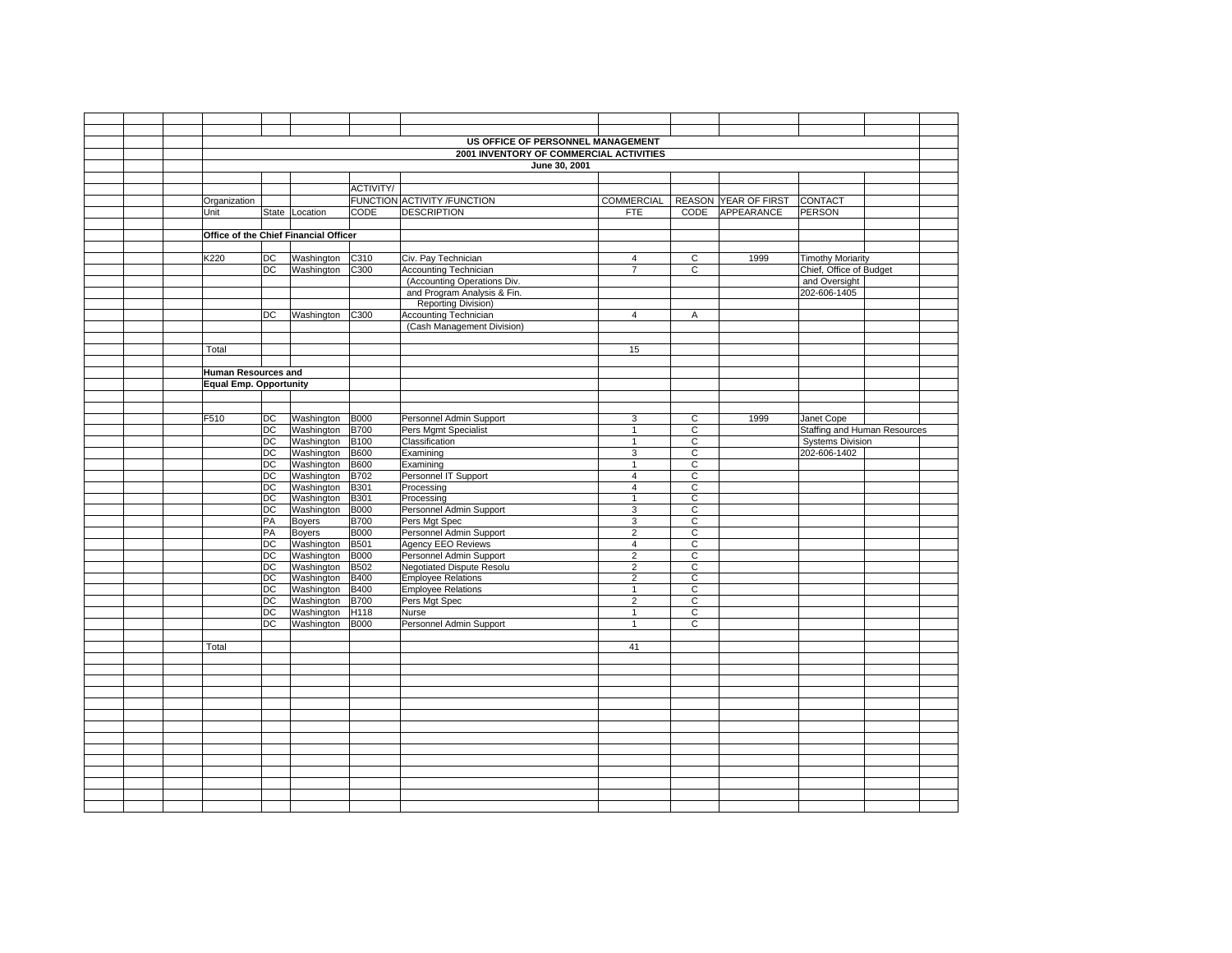# US OFFICE OF PERSONNEL MANAGEMENT

## 2001 INVENTORY OF COMMERCIAL ACTIVITIES

### June 30, 2001

| Organization Unit | State | Location | ACTIVITY/ FUNCTION CODE | ACTIVITY /FUNCTION DESCRIPTION | COMMERCIAL FTE | REASON CODE | YEAR OF FIRST APPEARANCE | CONTACT PERSON |
|---|---|---|---|---|---|---|---|---|
| **Office of the Chief Financial Officer** | | | | | | | | |
| K220 | DC | Washington | C310 | Civ. Pay Technician | 4 | C | 1999 | Timothy Moriarity |
| | DC | Washington | C300 | Accounting Technician | 7 | C | | Chief, Office of Budget |
| | | | | (Accounting Operations Div. | | | | and Oversight |
| | | | | and Program Analysis & Fin. | | | | 202-606-1405 |
| | | | | Reporting Division) | | | | |
| | DC | Washington | C300 | Accounting Technician | 4 | A | | |
| | | | | (Cash Management Division) | | | | |
| Total | | | | | 15 | | | |
| **Human Resources and Equal Emp. Opportunity** | | | | | | | | |
| F510 | DC | Washington | B000 | Personnel Admin Support | 3 | C | 1999 | Janet Cope |
| | DC | Washington | B700 | Pers Mgmt Specialist | 1 | C | | Staffing and Human Resources |
| | DC | Washington | B100 | Classification | 1 | C | | Systems Division |
| | DC | Washington | B600 | Examining | 3 | C | | 202-606-1402 |
| | DC | Washington | B600 | Examining | 1 | C | | |
| | DC | Washington | B702 | Personnel IT Support | 4 | C | | |
| | DC | Washington | B301 | Processing | 4 | C | | |
| | DC | Washington | B301 | Processing | 1 | C | | |
| | DC | Washington | B000 | Personnel Admin Support | 3 | C | | |
| | PA | Boyers | B700 | Pers Mgt Spec | 3 | C | | |
| | PA | Boyers | B000 | Personnel Admin Support | 2 | C | | |
| | DC | Washington | B501 | Agency EEO Reviews | 4 | C | | |
| | DC | Washington | B000 | Personnel Admin Support | 2 | C | | |
| | DC | Washington | B502 | Negotiated Dispute Resolu | 2 | C | | |
| | DC | Washington | B400 | Employee Relations | 2 | C | | |
| | DC | Washington | B400 | Employee Relations | 1 | C | | |
| | DC | Washington | B700 | Pers Mgt Spec | 2 | C | | |
| | DC | Washington | H118 | Nurse | 1 | C | | |
| | DC | Washington | B000 | Personnel Admin Support | 1 | C | | |
| Total | | | | | 41 | | | |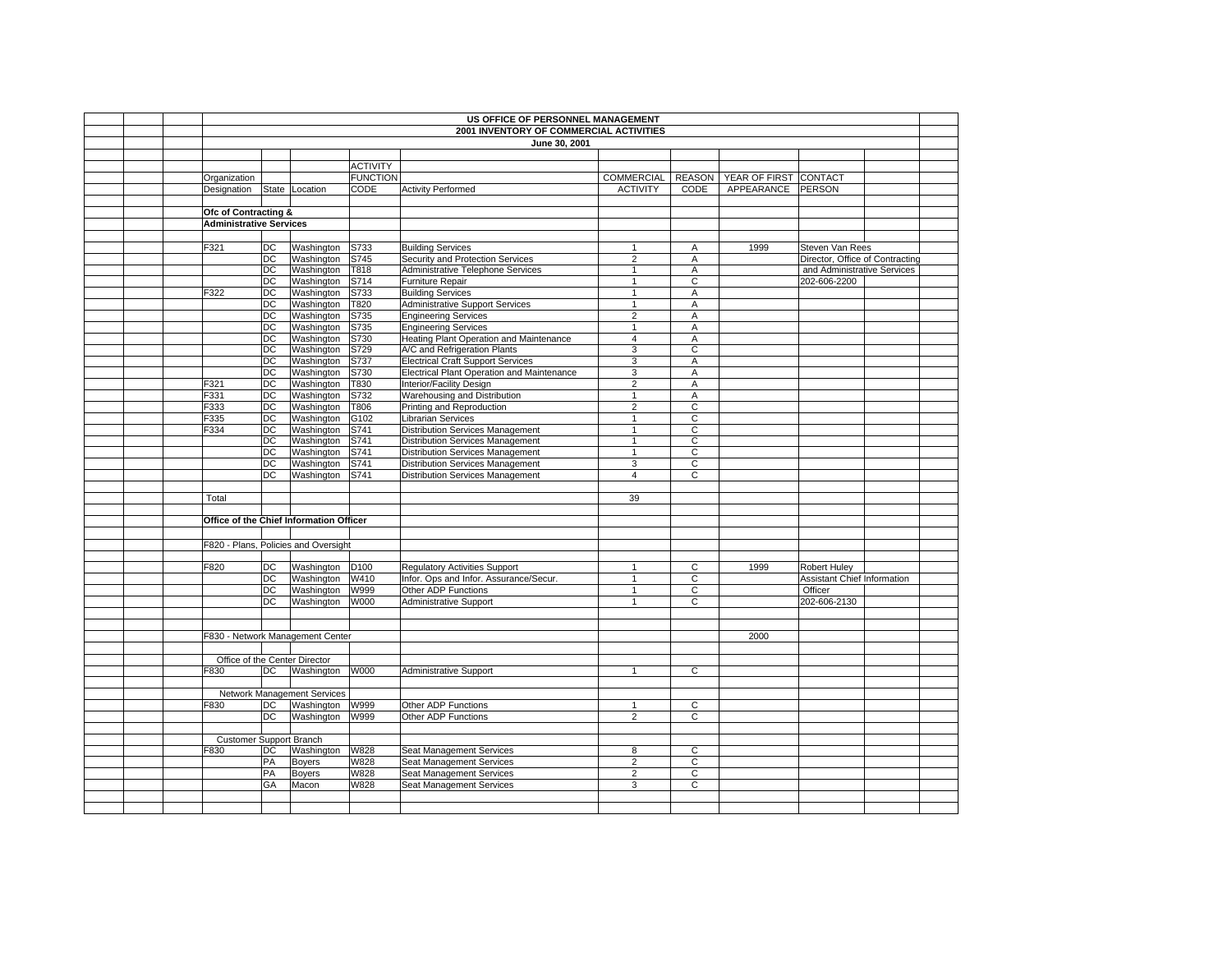# US OFFICE OF PERSONNEL MANAGEMENT
## 2001 INVENTORY OF COMMERCIAL ACTIVITIES
### June 30, 2001

| Organization Designation | State | Location | ACTIVITY FUNCTION CODE | Activity Performed | COMMERCIAL ACTIVITY | REASON CODE | YEAR OF FIRST APPEARANCE | CONTACT PERSON |
|---|---|---|---|---|---|---|---|---|
| **Ofc of Contracting & Administrative Services** | | | | | | | | |
| F321 | DC | Washington | S733 | Building Services | 1 | A | 1999 | Steven Van Rees |
| | DC | Washington | S745 | Security and Protection Services | 2 | A | | Director, Office of Contracting |
| | DC | Washington | T818 | Administrative Telephone Services | 1 | A | | and Administrative Services |
| | DC | Washington | S714 | Furniture Repair | 1 | C | | 202-606-2200 |
| F322 | DC | Washington | S733 | Building Services | 1 | A | | |
| | DC | Washington | T820 | Administrative Support Services | 1 | A | | |
| | DC | Washington | S735 | Engineering Services | 2 | A | | |
| | DC | Washington | S735 | Engineering Services | 1 | A | | |
| | DC | Washington | S730 | Heating Plant Operation and Maintenance | 4 | A | | |
| | DC | Washington | S729 | A/C and Refrigeration Plants | 3 | C | | |
| | DC | Washington | S737 | Electrical Craft Support Services | 3 | A | | |
| | DC | Washington | S730 | Electrical Plant Operation and Maintenance | 3 | A | | |
| F321 | DC | Washington | T830 | Interior/Facility Design | 2 | A | | |
| F331 | DC | Washington | S732 | Warehousing and Distribution | 1 | A | | |
| F333 | DC | Washington | T806 | Printing and Reproduction | 2 | C | | |
| F335 | DC | Washington | G102 | Librarian Services | 1 | C | | |
| F334 | DC | Washington | S741 | Distribution Services Management | 1 | C | | |
| | DC | Washington | S741 | Distribution Services Management | 1 | C | | |
| | DC | Washington | S741 | Distribution Services Management | 1 | C | | |
| | DC | Washington | S741 | Distribution Services Management | 3 | C | | |
| | DC | Washington | S741 | Distribution Services Management | 4 | C | | |
| Total | | | | | 39 | | | |
| **Office of the Chief Information Officer** | | | | | | | | |
| F820 - Plans, Policies and Oversight | | | | | | | | |
| F820 | DC | Washington | D100 | Regulatory Activities Support | 1 | C | 1999 | Robert Huley |
| | DC | Washington | W410 | Infor. Ops and Infor. Assurance/Secur. | 1 | C | | Assistant Chief Information |
| | DC | Washington | W999 | Other ADP Functions | 1 | C | | Officer |
| | DC | Washington | W000 | Administrative Support | 1 | C | | 202-606-2130 |
| F830 - Network Management Center | | | | | | | 2000 | |
| Office of the Center Director | | | | | | | | |
| F830 | DC | Washington | W000 | Administrative Support | 1 | C | | |
| Network Management Services | | | | | | | | |
| F830 | DC | Washington | W999 | Other ADP Functions | 1 | C | | |
| | DC | Washington | W999 | Other ADP Functions | 2 | C | | |
| Customer Support Branch | | | | | | | | |
| F830 | DC | Washington | W828 | Seat Management Services | 8 | C | | |
| | PA | Boyers | W828 | Seat Management Services | 2 | C | | |
| | PA | Boyers | W828 | Seat Management Services | 2 | C | | |
| | GA | Macon | W828 | Seat Management Services | 3 | C | | |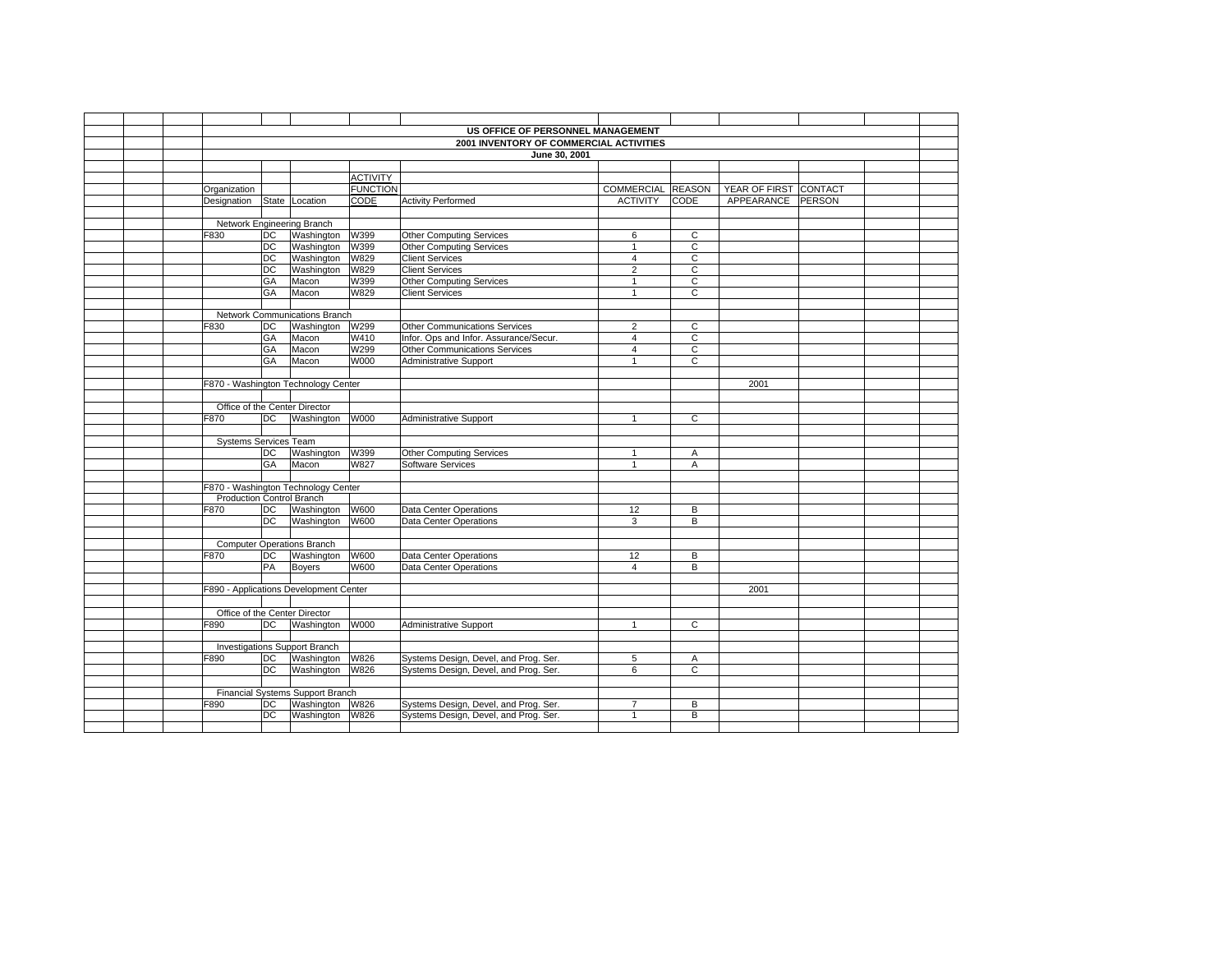**US OFFICE OF PERSONNEL MANAGEMENT**

**2001 INVENTORY OF COMMERCIAL ACTIVITIES**

**June 30, 2001**

| Organization Designation | State | Location | ACTIVITY FUNCTION CODE | Activity Performed | COMMERCIAL ACTIVITY | REASON CODE | YEAR OF FIRST APPEARANCE | CONTACT PERSON |
|---|---|---|---|---|---|---|---|---|
| Network Engineering Branch | | | | | | | | |
| F830 | DC | Washington | W399 | Other Computing Services | 6 | C | | |
| | DC | Washington | W399 | Other Computing Services | 1 | C | | |
| | DC | Washington | W829 | Client Services | 4 | C | | |
| | DC | Washington | W829 | Client Services | 2 | C | | |
| | GA | Macon | W399 | Other Computing Services | 1 | C | | |
| | GA | Macon | W829 | Client Services | 1 | C | | |
| Network Communications Branch | | | | | | | | |
| F830 | DC | Washington | W299 | Other Communications Services | 2 | C | | |
| | GA | Macon | W410 | Infor. Ops and Infor. Assurance/Secur. | 4 | C | | |
| | GA | Macon | W299 | Other Communications Services | 4 | C | | |
| | GA | Macon | W000 | Administrative Support | 1 | C | | |
| F870 - Washington Technology Center | | | | | | | 2001 | |
| Office of the Center Director | | | | | | | | |
| F870 | DC | Washington | W000 | Administrative Support | 1 | C | | |
| Systems Services Team | | | | | | | | |
| | DC | Washington | W399 | Other Computing Services | 1 | A | | |
| | GA | Macon | W827 | Software Services | 1 | A | | |
| F870 - Washington Technology Center | | | | | | | | |
| Production Control Branch | | | | | | | | |
| F870 | DC | Washington | W600 | Data Center Operations | 12 | B | | |
| | DC | Washington | W600 | Data Center Operations | 3 | B | | |
| Computer Operations Branch | | | | | | | | |
| F870 | DC | Washington | W600 | Data Center Operations | 12 | B | | |
| | PA | Boyers | W600 | Data Center Operations | 4 | B | | |
| F890 - Applications Development Center | | | | | | | 2001 | |
| Office of the Center Director | | | | | | | | |
| F890 | DC | Washington | W000 | Administrative Support | 1 | C | | |
| Investigations Support Branch | | | | | | | | |
| F890 | DC | Washington | W826 | Systems Design, Devel, and Prog. Ser. | 5 | A | | |
| | DC | Washington | W826 | Systems Design, Devel, and Prog. Ser. | 6 | C | | |
| Financial Systems Support Branch | | | | | | | | |
| F890 | DC | Washington | W826 | Systems Design, Devel, and Prog. Ser. | 7 | B | | |
| | DC | Washington | W826 | Systems Design, Devel, and Prog. Ser. | 1 | B | | |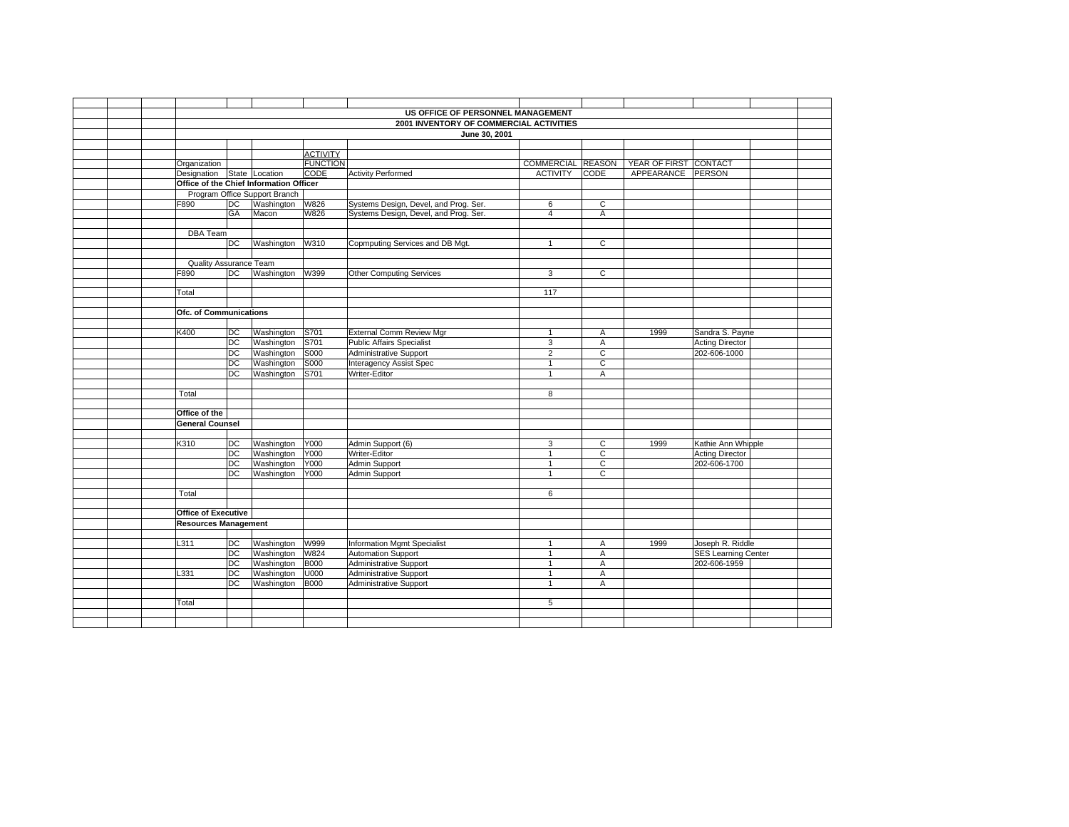| | | | | | | | | |
|---|---|---|---|---|---|---|---|---|
| **US OFFICE OF PERSONNEL MANAGEMENT** | | | | | | | | |
| **2001 INVENTORY OF COMMERCIAL ACTIVITIES** | | | | | | | | |
| **June 30, 2001** | | | | | | | | |
| Organization Designation | State | Location | ACTIVITY FUNCTION CODE | Activity Performed | COMMERCIAL ACTIVITY | REASON CODE | YEAR OF FIRST APPEARANCE | CONTACT PERSON |
| **Office of the Chief Information Officer** | | | | | | | | |
| Program Office Support Branch | | | | | | | | |
| F890 | DC | Washington | W826 | Systems Design, Devel, and Prog. Ser. | 6 | C | | |
| | GA | Macon | W826 | Systems Design, Devel, and Prog. Ser. | 4 | A | | |
| DBA Team | | | | | | | | |
| | DC | Washington | W310 | Copmputing Services and DB Mgt. | 1 | C | | |
| Quality Assurance Team | | | | | | | | |
| F890 | DC | Washington | W399 | Other Computing Services | 3 | C | | |
| Total | | | | | 117 | | | |
| **Ofc. of Communications** | | | | | | | | |
| K400 | DC | Washington | S701 | External Comm Review Mgr | 1 | A | 1999 | Sandra S. Payne |
| | DC | Washington | S701 | Public Affairs Specialist | 3 | A | | Acting Director |
| | DC | Washington | S000 | Administrative Support | 2 | C | | 202-606-1000 |
| | DC | Washington | S000 | Interagency Assist Spec | 1 | C | | |
| | DC | Washington | S701 | Writer-Editor | 1 | A | | |
| Total | | | | | 8 | | | |
| **Office of the General Counsel** | | | | | | | | |
| K310 | DC | Washington | Y000 | Admin Support (6) | 3 | C | 1999 | Kathie Ann Whipple |
| | DC | Washington | Y000 | Writer-Editor | 1 | C | | Acting Director |
| | DC | Washington | Y000 | Admin Support | 1 | C | | 202-606-1700 |
| | DC | Washington | Y000 | Admin Support | 1 | C | | |
| Total | | | | | 6 | | | |
| **Office of Executive Resources Management** | | | | | | | | |
| L311 | DC | Washington | W999 | Information Mgmt Specialist | 1 | A | 1999 | Joseph R. Riddle |
| | DC | Washington | W824 | Automation Support | 1 | A | | SES Learning Center |
| | DC | Washington | B000 | Administrative Support | 1 | A | | 202-606-1959 |
| L331 | DC | Washington | U000 | Administrative Support | 1 | A | | |
| | DC | Washington | B000 | Administrative Support | 1 | A | | |
| Total | | | | | 5 | | | |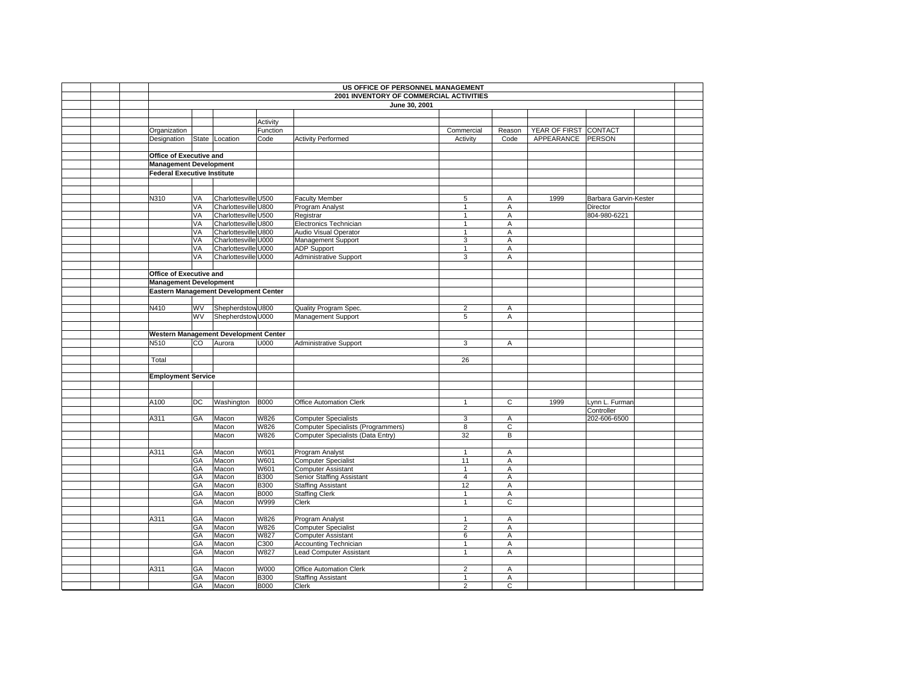**US OFFICE OF PERSONNEL MANAGEMENT**

**2001 INVENTORY OF COMMERCIAL ACTIVITIES**

**June 30, 2001**

| Organization Designation | State | Location | Activity Function Code | Activity Performed | Commercial Activity | Reason Code | YEAR OF FIRST APPEARANCE | CONTACT PERSON |
|---|---|---|---|---|---|---|---|---|
| **Office of Executive and Management Development** | | | | | | | | |
| **Federal Executive Institute** | | | | | | | | |
| N310 | VA | Charlottesville | U500 | Faculty Member | 5 | A | 1999 | Barbara Garvin-Kester |
| | VA | Charlottesville | U800 | Program Analyst | 1 | A | | Director |
| | VA | Charlottesville | U500 | Registrar | 1 | A | | 804-980-6221 |
| | VA | Charlottesville | U800 | Electronics Technician | 1 | A | | |
| | VA | Charlottesville | U800 | Audio Visual Operator | 1 | A | | |
| | VA | Charlottesville | U000 | Management Support | 3 | A | | |
| | VA | Charlottesville | U000 | ADP Support | 1 | A | | |
| | VA | Charlottesville | U000 | Administrative Support | 3 | A | | |
| **Office of Executive and Management Development** | | | | | | | | |
| **Eastern Management Development Center** | | | | | | | | |
| N410 | WV | Shepherdstown | U800 | Quality Program Spec. | 2 | A | | |
| | WV | Shepherdstown | U000 | Management Support | 5 | A | | |
| **Western Management Development Center** | | | | | | | | |
| N510 | CO | Aurora | U000 | Administrative Support | 3 | A | | |
| Total | | | | | 26 | | | |
| **Employment Service** | | | | | | | | |
| A100 | DC | Washington | B000 | Office Automation Clerk | 1 | C | 1999 | Lynn L. Furman |
| | | | | | | | | Controller |
| A311 | GA | Macon | W826 | Computer Specialists | 3 | A | | 202-606-6500 |
| | | Macon | W826 | Computer Specialists (Programmers) | 8 | C | | |
| | | Macon | W826 | Computer Specialists (Data Entry) | 32 | B | | |
| A311 | GA | Macon | W601 | Program Analyst | 1 | A | | |
| | GA | Macon | W601 | Computer Specialist | 11 | A | | |
| | GA | Macon | W601 | Computer Assistant | 1 | A | | |
| | GA | Macon | B300 | Senior Staffing Assistant | 4 | A | | |
| | GA | Macon | B300 | Staffing Assistant | 12 | A | | |
| | GA | Macon | B000 | Staffing Clerk | 1 | A | | |
| | GA | Macon | W999 | Clerk | 1 | C | | |
| A311 | GA | Macon | W826 | Program Analyst | 1 | A | | |
| | GA | Macon | W826 | Computer Specialist | 2 | A | | |
| | GA | Macon | W827 | Computer Assistant | 6 | A | | |
| | GA | Macon | C300 | Accounting Technician | 1 | A | | |
| | GA | Macon | W827 | Lead Computer Assistant | 1 | A | | |
| A311 | GA | Macon | W000 | Office Automation Clerk | 2 | A | | |
| | GA | Macon | B300 | Staffing Assistant | 1 | A | | |
| | GA | Macon | B000 | Clerk | 2 | C | | |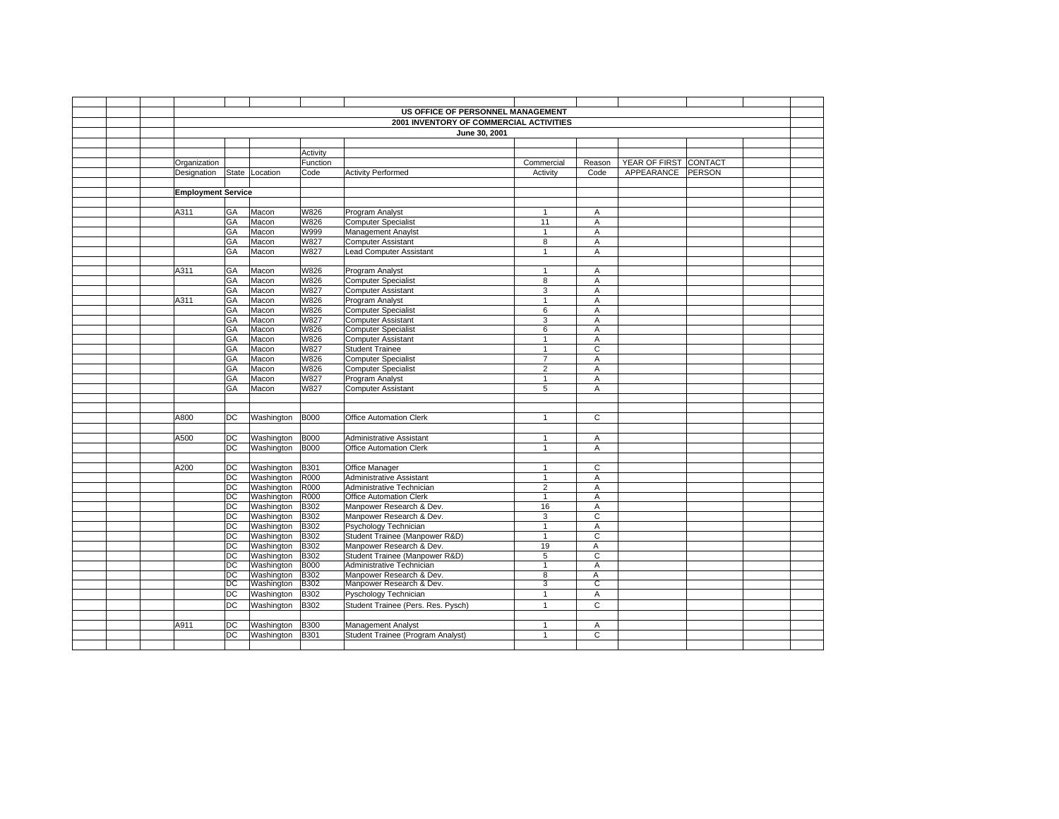# US OFFICE OF PERSONNEL MANAGEMENT

## 2001 INVENTORY OF COMMERCIAL ACTIVITIES

### June 30, 2001

| Organization Designation | State | Location | Activity Function Code | Activity Performed | Commercial Activity | Reason Code | YEAR OF FIRST APPEARANCE | CONTACT PERSON |
|---|---|---|---|---|---|---|---|---|
| **Employment Service** | | | | | | | | |
| A311 | GA | Macon | W826 | Program Analyst | 1 | A | | |
| | GA | Macon | W826 | Computer Specialist | 11 | A | | |
| | GA | Macon | W999 | Management Anaylst | 1 | A | | |
| | GA | Macon | W827 | Computer Assistant | 8 | A | | |
| | GA | Macon | W827 | Lead Computer Assistant | 1 | A | | |
| A311 | GA | Macon | W826 | Program Analyst | 1 | A | | |
| | GA | Macon | W826 | Computer Specialist | 8 | A | | |
| | GA | Macon | W827 | Computer Assistant | 3 | A | | |
| A311 | GA | Macon | W826 | Program Analyst | 1 | A | | |
| | GA | Macon | W826 | Computer Specialist | 6 | A | | |
| | GA | Macon | W827 | Computer Assistant | 3 | A | | |
| | GA | Macon | W826 | Computer Specialist | 6 | A | | |
| | GA | Macon | W826 | Computer Assistant | 1 | A | | |
| | GA | Macon | W827 | Student Trainee | 1 | C | | |
| | GA | Macon | W826 | Computer Specialist | 7 | A | | |
| | GA | Macon | W826 | Computer Specialist | 2 | A | | |
| | GA | Macon | W827 | Program Analyst | 1 | A | | |
| | GA | Macon | W827 | Computer Assistant | 5 | A | | |
| A800 | DC | Washington | B000 | Office Automation Clerk | 1 | C | | |
| A500 | DC | Washington | B000 | Administrative Assistant | 1 | A | | |
| | DC | Washington | B000 | Office Automation Clerk | 1 | A | | |
| A200 | DC | Washington | B301 | Office Manager | 1 | C | | |
| | DC | Washington | R000 | Administrative Assistant | 1 | A | | |
| | DC | Washington | R000 | Administrative Technician | 2 | A | | |
| | DC | Washington | R000 | Office Automation Clerk | 1 | A | | |
| | DC | Washington | B302 | Manpower Research & Dev. | 16 | A | | |
| | DC | Washington | B302 | Manpower Research & Dev. | 3 | C | | |
| | DC | Washington | B302 | Psychology Technician | 1 | A | | |
| | DC | Washington | B302 | Student Trainee (Manpower R&D) | 1 | C | | |
| | DC | Washington | B302 | Manpower Research & Dev. | 19 | A | | |
| | DC | Washington | B302 | Student Trainee (Manpower R&D) | 5 | C | | |
| | DC | Washington | B000 | Administrative Technician | 1 | A | | |
| | DC | Washington | B302 | Manpower Research & Dev. | 8 | A | | |
| | DC | Washington | B302 | Manpower Research & Dev. | 3 | C | | |
| | DC | Washington | B302 | Pyschology Technician | 1 | A | | |
| | DC | Washington | B302 | Student Trainee (Pers. Res. Pysch) | 1 | C | | |
| A911 | DC | Washington | B300 | Management Analyst | 1 | A | | |
| | DC | Washington | B301 | Student Trainee (Program Analyst) | 1 | C | | |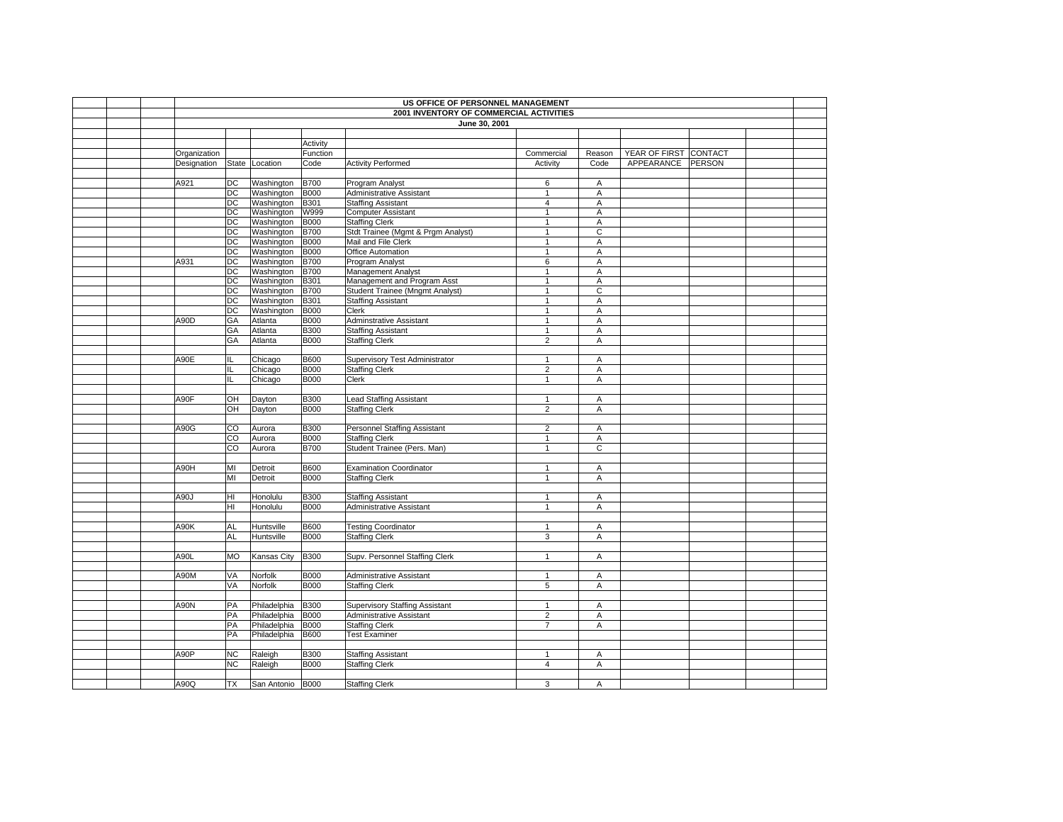# US OFFICE OF PERSONNEL MANAGEMENT

## 2001 INVENTORY OF COMMERCIAL ACTIVITIES

### June 30, 2001

| Organization Designation | State | Location | Activity Function Code | Activity Performed | Commercial Activity | Reason Code | YEAR OF FIRST APPEARANCE | CONTACT PERSON |
|---|---|---|---|---|---|---|---|---|
| A921 | DC | Washington | B700 | Program Analyst | 6 | A | | |
| | DC | Washington | B000 | Administrative Assistant | 1 | A | | |
| | DC | Washington | B301 | Staffing Assistant | 4 | A | | |
| | DC | Washington | W999 | Computer Assistant | 1 | A | | |
| | DC | Washington | B000 | Staffing Clerk | 1 | A | | |
| | DC | Washington | B700 | Stdt Trainee (Mgmt & Prgm Analyst) | 1 | C | | |
| | DC | Washington | B000 | Mail and File Clerk | 1 | A | | |
| | DC | Washington | B000 | Office Automation | 1 | A | | |
| A931 | DC | Washington | B700 | Program Analyst | 6 | A | | |
| | DC | Washington | B700 | Management Analyst | 1 | A | | |
| | DC | Washington | B301 | Management and Program Asst | 1 | A | | |
| | DC | Washington | B700 | Student Trainee (Mngmt Analyst) | 1 | C | | |
| | DC | Washington | B301 | Staffing Assistant | 1 | A | | |
| | DC | Washington | B000 | Clerk | 1 | A | | |
| A90D | GA | Atlanta | B000 | Adminstrative Assistant | 1 | A | | |
| | GA | Atlanta | B300 | Staffing Assistant | 1 | A | | |
| | GA | Atlanta | B000 | Staffing Clerk | 2 | A | | |
| A90E | IL | Chicago | B600 | Supervisory Test Administrator | 1 | A | | |
| | IL | Chicago | B000 | Staffing Clerk | 2 | A | | |
| | IL | Chicago | B000 | Clerk | 1 | A | | |
| A90F | OH | Dayton | B300 | Lead Staffing Assistant | 1 | A | | |
| | OH | Dayton | B000 | Staffing Clerk | 2 | A | | |
| A90G | CO | Aurora | B300 | Personnel Staffing Assistant | 2 | A | | |
| | CO | Aurora | B000 | Staffing Clerk | 1 | A | | |
| | CO | Aurora | B700 | Student Trainee (Pers. Man) | 1 | C | | |
| A90H | MI | Detroit | B600 | Examination Coordinator | 1 | A | | |
| | MI | Detroit | B000 | Staffing Clerk | 1 | A | | |
| A90J | HI | Honolulu | B300 | Staffing Assistant | 1 | A | | |
| | HI | Honolulu | B000 | Administrative Assistant | 1 | A | | |
| A90K | AL | Huntsville | B600 | Testing Coordinator | 1 | A | | |
| | AL | Huntsville | B000 | Staffing Clerk | 3 | A | | |
| A90L | MO | Kansas City | B300 | Supv. Personnel Staffing Clerk | 1 | A | | |
| A90M | VA | Norfolk | B000 | Administrative Assistant | 1 | A | | |
| | VA | Norfolk | B000 | Staffing Clerk | 5 | A | | |
| A90N | PA | Philadelphia | B300 | Supervisory Staffing Assistant | 1 | A | | |
| | PA | Philadelphia | B000 | Administrative Assistant | 2 | A | | |
| | PA | Philadelphia | B000 | Staffing Clerk | 7 | A | | |
| | PA | Philadelphia | B600 | Test Examiner | | | | |
| A90P | NC | Raleigh | B300 | Staffing Assistant | 1 | A | | |
| | NC | Raleigh | B000 | Staffing Clerk | 4 | A | | |
| A90Q | TX | San Antonio | B000 | Staffing Clerk | 3 | A | | |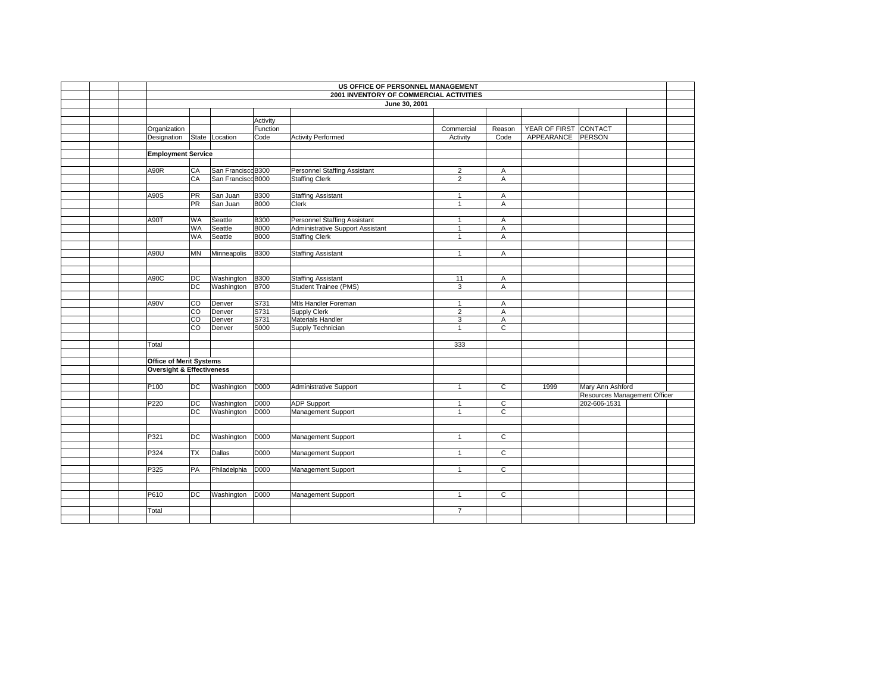# US OFFICE OF PERSONNEL MANAGEMENT

## 2001 INVENTORY OF COMMERCIAL ACTIVITIES

### June 30, 2001

| Organization Designation | State | Location | Activity Function Code | Activity Performed | Commercial Activity | Reason Code | YEAR OF FIRST APPEARANCE | CONTACT PERSON |
|---|---|---|---|---|---|---|---|---|
| **Employment Service** | | | | | | | | |
| A90R | CA | San Francisco | B300 | Personnel Staffing Assistant | 2 | A | | |
| | CA | San Francisco | B000 | Staffing Clerk | 2 | A | | |
| A90S | PR | San Juan | B300 | Staffing Assistant | 1 | A | | |
| | PR | San Juan | B000 | Clerk | 1 | A | | |
| A90T | WA | Seattle | B300 | Personnel Staffing Assistant | 1 | A | | |
| | WA | Seattle | B000 | Administrative Support Assistant | 1 | A | | |
| | WA | Seattle | B000 | Staffing Clerk | 1 | A | | |
| A90U | MN | Minneapolis | B300 | Staffing Assistant | 1 | A | | |
| A90C | DC | Washington | B300 | Staffing Assistant | 11 | A | | |
| | DC | Washington | B700 | Student Trainee (PMS) | 3 | A | | |
| A90V | CO | Denver | S731 | Mtls Handler Foreman | 1 | A | | |
| | CO | Denver | S731 | Supply Clerk | 2 | A | | |
| | CO | Denver | S731 | Materials Handler | 3 | A | | |
| | CO | Denver | S000 | Supply Technician | 1 | C | | |
| Total | | | | | 333 | | | |
| **Office of Merit Systems Oversight & Effectiveness** | | | | | | | | |
| P100 | DC | Washington | D000 | Administrative Support | 1 | C | 1999 | Mary Ann Ashford |
| | | | | | | | | Resources Management Officer |
| P220 | DC | Washington | D000 | ADP Support | 1 | C | | 202-606-1531 |
| | DC | Washington | D000 | Management Support | 1 | C | | |
| P321 | DC | Washington | D000 | Management Support | 1 | C | | |
| P324 | TX | Dallas | D000 | Management Support | 1 | C | | |
| P325 | PA | Philadelphia | D000 | Management Support | 1 | C | | |
| P610 | DC | Washington | D000 | Management Support | 1 | C | | |
| Total | | | | | 7 | | | |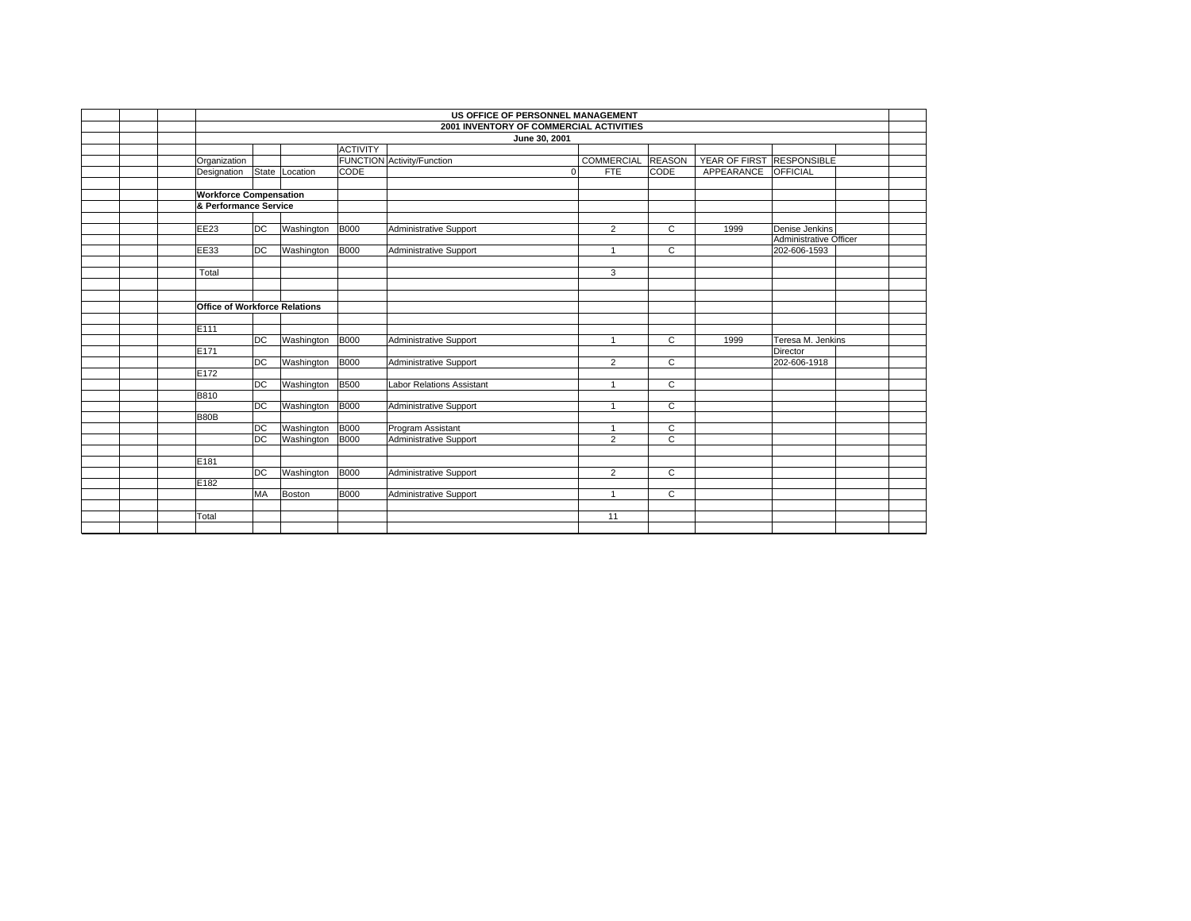**US OFFICE OF PERSONNEL MANAGEMENT**
**2001 INVENTORY OF COMMERCIAL ACTIVITIES**
**June 30, 2001**

| Organization Designation | State | Location | ACTIVITY FUNCTION CODE | Activity/Function | COMMERCIAL FTE | REASON CODE | YEAR OF FIRST APPEARANCE | RESPONSIBLE OFFICIAL |
|---|---|---|---|---|---|---|---|---|
| | | | | 0 | | | | |
| **Workforce Compensation & Performance Service** | | | | | | | | |
| EE23 | DC | Washington | B000 | Administrative Support | 2 | C | 1999 | Denise Jenkins |
| | | | | | | | | Administrative Officer |
| EE33 | DC | Washington | B000 | Administrative Support | 1 | C | | 202-606-1593 |
| Total | | | | | 3 | | | |
| **Office of Workforce Relations** | | | | | | | | |
| E111 | | | | | | | | |
| | DC | Washington | B000 | Administrative Support | 1 | C | 1999 | Teresa M. Jenkins |
| E171 | | | | | | | | Director |
| | DC | Washington | B000 | Administrative Support | 2 | C | | 202-606-1918 |
| E172 | | | | | | | | |
| | DC | Washington | B500 | Labor Relations Assistant | 1 | C | | |
| B810 | | | | | | | | |
| | DC | Washington | B000 | Administrative Support | 1 | C | | |
| B80B | | | | | | | | |
| | DC | Washington | B000 | Program Assistant | 1 | C | | |
| | DC | Washington | B000 | Administrative Support | 2 | C | | |
| E181 | | | | | | | | |
| | DC | Washington | B000 | Administrative Support | 2 | C | | |
| E182 | | | | | | | | |
| | MA | Boston | B000 | Administrative Support | 1 | C | | |
| Total | | | | | 11 | | | |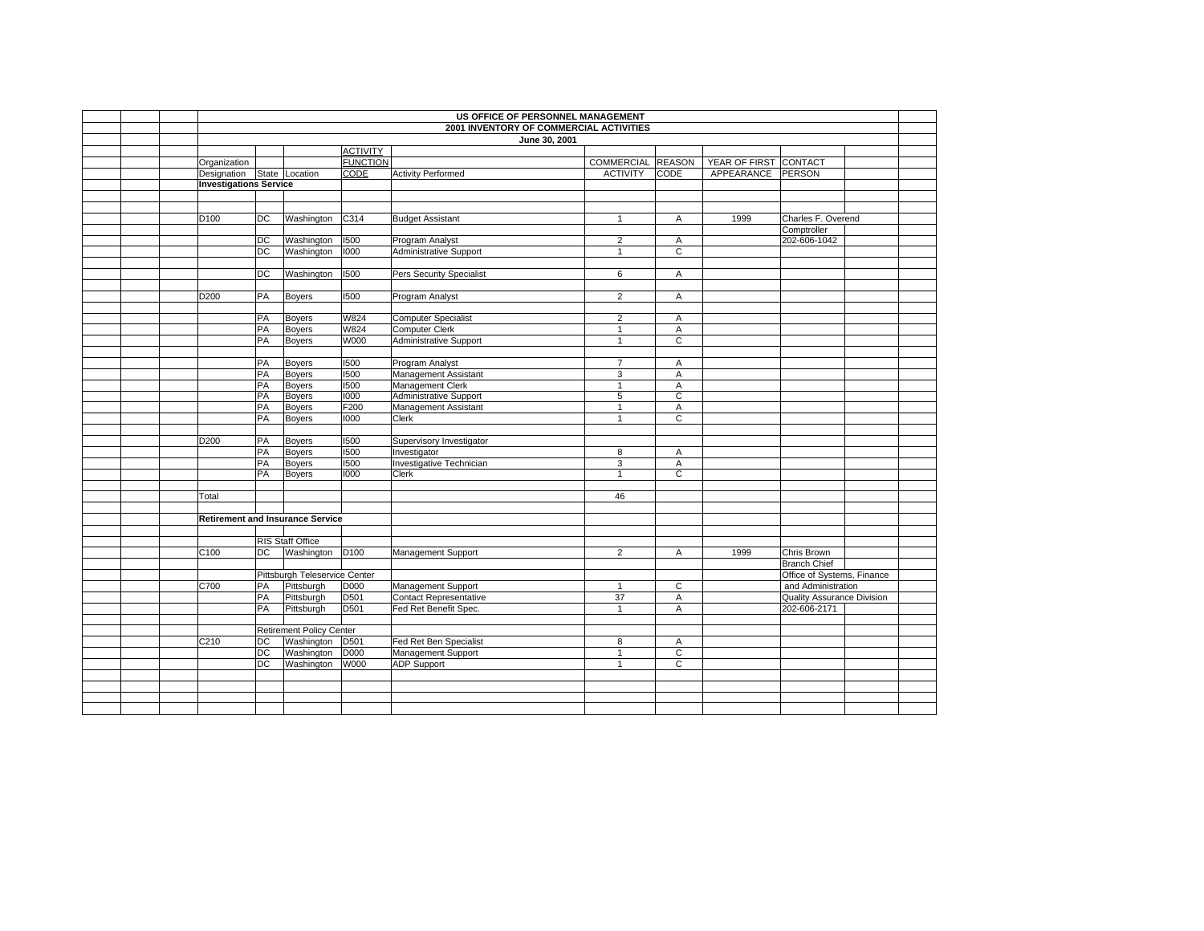# US OFFICE OF PERSONNEL MANAGEMENT

## 2001 INVENTORY OF COMMERCIAL ACTIVITIES

**June 30, 2001**

| Organization Designation | State | Location | ACTIVITY FUNCTION CODE | Activity Performed | COMMERCIAL ACTIVITY | REASON CODE | YEAR OF FIRST APPEARANCE | CONTACT PERSON |
|---|---|---|---|---|---|---|---|---|
| **Investigations Service** | | | | | | | | |
| D100 | DC | Washington | C314 | Budget Assistant | 1 | A | 1999 | Charles F. Overend |
| | | | | | | | | Comptroller |
| | DC | Washington | I500 | Program Analyst | 2 | A | | 202-606-1042 |
| | DC | Washington | I000 | Administrative Support | 1 | C | | |
| | DC | Washington | I500 | Pers Security Specialist | 6 | A | | |
| D200 | PA | Boyers | I500 | Program Analyst | 2 | A | | |
| | PA | Boyers | W824 | Computer Specialist | 2 | A | | |
| | PA | Boyers | W824 | Computer Clerk | 1 | A | | |
| | PA | Boyers | W000 | Administrative Support | 1 | C | | |
| | PA | Boyers | I500 | Program Analyst | 7 | A | | |
| | PA | Boyers | I500 | Management Assistant | 3 | A | | |
| | PA | Boyers | I500 | Management Clerk | 1 | A | | |
| | PA | Boyers | I000 | Administrative Support | 5 | C | | |
| | PA | Boyers | F200 | Management Assistant | 1 | A | | |
| | PA | Boyers | I000 | Clerk | 1 | C | | |
| D200 | PA | Boyers | I500 | Supervisory Investigator | | | | |
| | PA | Boyers | I500 | Investigator | 8 | A | | |
| | PA | Boyers | I500 | Investigative Technician | 3 | A | | |
| | PA | Boyers | I000 | Clerk | 1 | C | | |
| Total | | | | | 46 | | | |
| **Retirement and Insurance Service** | | | | | | | | |
| | RIS Staff Office | | | | | | | |
| C100 | DC | Washington | D100 | Management Support | 2 | A | 1999 | Chris Brown |
| | | | | | | | | Branch Chief |
| | Pittsburgh Teleservice Center | | | | | | | Office of Systems, Finance |
| C700 | PA | Pittsburgh | D000 | Management Support | 1 | C | | and Administration |
| | PA | Pittsburgh | D501 | Contact Representative | 37 | A | | Quality Assurance Division |
| | PA | Pittsburgh | D501 | Fed Ret Benefit Spec. | 1 | A | | 202-606-2171 |
| | Retirement Policy Center | | | | | | | |
| C210 | DC | Washington | D501 | Fed Ret Ben Specialist | 8 | A | | |
| | DC | Washington | D000 | Management Support | 1 | C | | |
| | DC | Washington | W000 | ADP Support | 1 | C | | |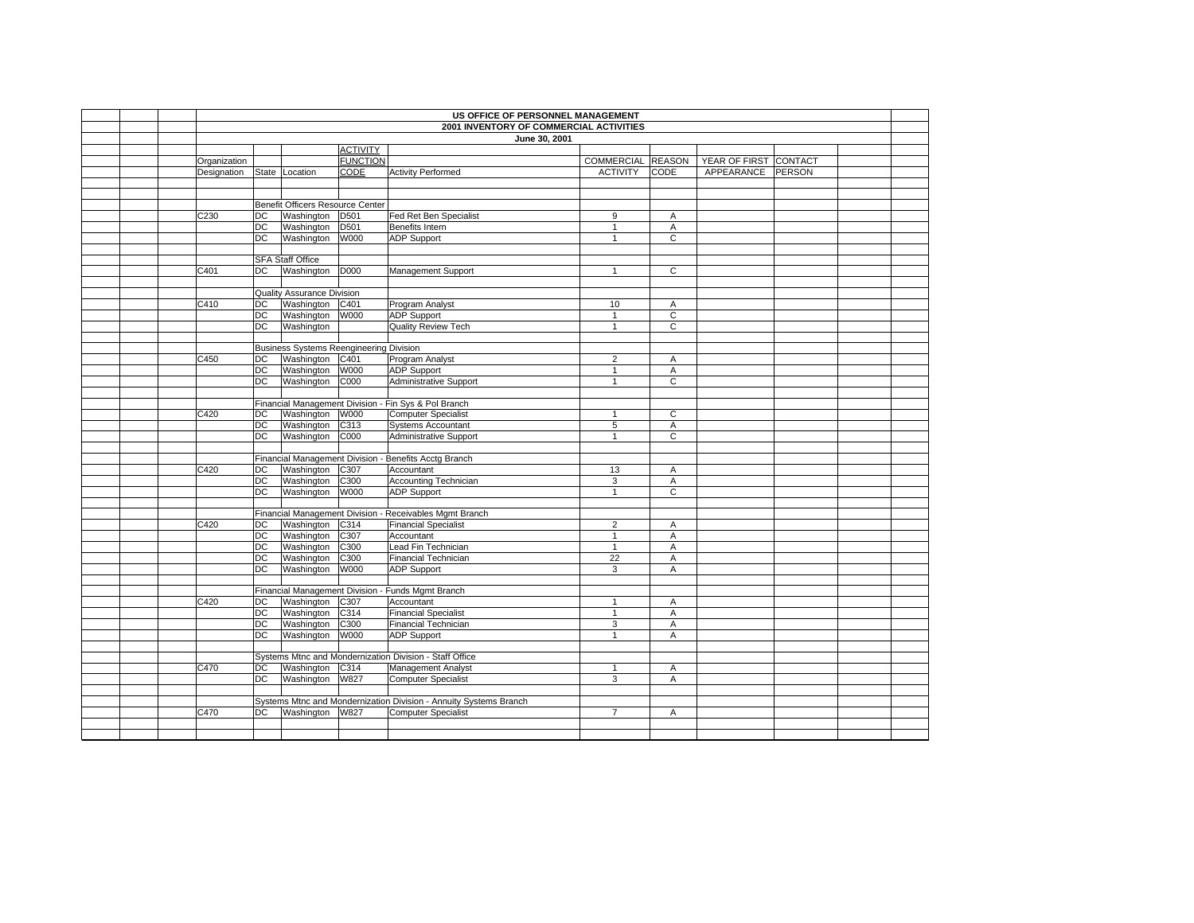**US OFFICE OF PERSONNEL MANAGEMENT**
**2001 INVENTORY OF COMMERCIAL ACTIVITIES**
**June 30, 2001**

| Organization Designation | State | Location | ACTIVITY FUNCTION CODE | Activity Performed | COMMERCIAL ACTIVITY | REASON CODE | YEAR OF FIRST APPEARANCE | CONTACT PERSON |
|---|---|---|---|---|---|---|---|---|
| | | Benefit Officers Resource Center | | | | | | |
| C230 | DC | Washington | D501 | Fed Ret Ben Specialist | 9 | A | | |
| | DC | Washington | D501 | Benefits Intern | 1 | A | | |
| | DC | Washington | W000 | ADP Support | 1 | C | | |
| | | SFA Staff Office | | | | | | |
| C401 | DC | Washington | D000 | Management Support | 1 | C | | |
| | | Quality Assurance Division | | | | | | |
| C410 | DC | Washington | C401 | Program Analyst | 10 | A | | |
| | DC | Washington | W000 | ADP Support | 1 | C | | |
| | DC | Washington | | Quality Review Tech | 1 | C | | |
| | | Business Systems Reengineering Division | | | | | | |
| C450 | DC | Washington | C401 | Program Analyst | 2 | A | | |
| | DC | Washington | W000 | ADP Support | 1 | A | | |
| | DC | Washington | C000 | Administrative Support | 1 | C | | |
| | | Financial Management Division - Fin Sys & Pol Branch | | | | | | |
| C420 | DC | Washington | W000 | Computer Specialist | 1 | C | | |
| | DC | Washington | C313 | Systems Accountant | 5 | A | | |
| | DC | Washington | C000 | Administrative Support | 1 | C | | |
| | | Financial Management Division - Benefits Acctg Branch | | | | | | |
| C420 | DC | Washington | C307 | Accountant | 13 | A | | |
| | DC | Washington | C300 | Accounting Technician | 3 | A | | |
| | DC | Washington | W000 | ADP Support | 1 | C | | |
| | | Financial Management Division - Receivables Mgmt Branch | | | | | | |
| C420 | DC | Washington | C314 | Financial Specialist | 2 | A | | |
| | DC | Washington | C307 | Accountant | 1 | A | | |
| | DC | Washington | C300 | Lead Fin Technician | 1 | A | | |
| | DC | Washington | C300 | Financial Technician | 22 | A | | |
| | DC | Washington | W000 | ADP Support | 3 | A | | |
| | | Financial Management Division - Funds Mgmt Branch | | | | | | |
| C420 | DC | Washington | C307 | Accountant | 1 | A | | |
| | DC | Washington | C314 | Financial Specialist | 1 | A | | |
| | DC | Washington | C300 | Financial Technician | 3 | A | | |
| | DC | Washington | W000 | ADP Support | 1 | A | | |
| | | Systems Mtnc and Mondernization Division - Staff Office | | | | | | |
| C470 | DC | Washington | C314 | Management Analyst | 1 | A | | |
| | DC | Washington | W827 | Computer Specialist | 3 | A | | |
| | | Systems Mtnc and Mondernization Division - Annuity Systems Branch | | | | | | |
| C470 | DC | Washington | W827 | Computer Specialist | 7 | A | | |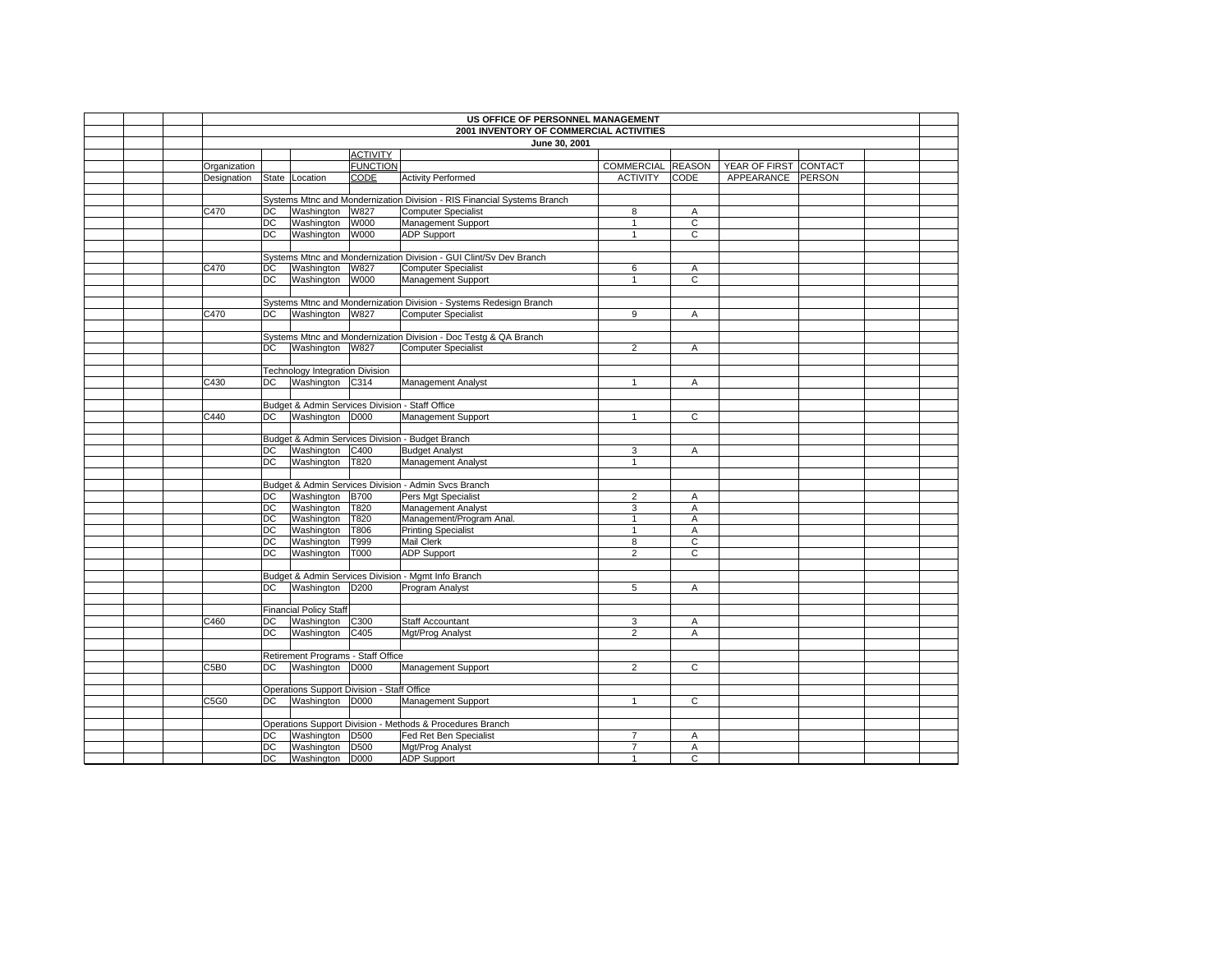# US OFFICE OF PERSONNEL MANAGEMENT
## 2001 INVENTORY OF COMMERCIAL ACTIVITIES
### June 30, 2001

| Organization Designation | State | Location | ACTIVITY FUNCTION CODE | Activity Performed | COMMERCIAL ACTIVITY | REASON CODE | YEAR OF FIRST APPEARANCE | CONTACT PERSON |
|---|---|---|---|---|---|---|---|---|
| | Systems Mtnc and Mondernization Division - RIS Financial Systems Branch | | | | | | | |
| C470 | DC | Washington | W827 | Computer Specialist | 8 | A | | |
| | DC | Washington | W000 | Management Support | 1 | C | | |
| | DC | Washington | W000 | ADP Support | 1 | C | | |
| | Systems Mtnc and Mondernization Division - GUI Clint/Sv Dev Branch | | | | | | | |
| C470 | DC | Washington | W827 | Computer Specialist | 6 | A | | |
| | DC | Washington | W000 | Management Support | 1 | C | | |
| | Systems Mtnc and Mondernization Division - Systems Redesign Branch | | | | | | | |
| C470 | DC | Washington | W827 | Computer Specialist | 9 | A | | |
| | Systems Mtnc and Mondernization Division - Doc Testg & QA Branch | | | | | | | |
| | DC | Washington | W827 | Computer Specialist | 2 | A | | |
| | Technology Integration Division | | | | | | | |
| C430 | DC | Washington | C314 | Management Analyst | 1 | A | | |
| | Budget & Admin Services Division - Staff Office | | | | | | | |
| C440 | DC | Washington | D000 | Management Support | 1 | C | | |
| | Budget & Admin Services Division - Budget Branch | | | | | | | |
| | DC | Washington | C400 | Budget Analyst | 3 | A | | |
| | DC | Washington | T820 | Management Analyst | 1 | | | |
| | Budget & Admin Services Division - Admin Svcs Branch | | | | | | | |
| | DC | Washington | B700 | Pers Mgt Specialist | 2 | A | | |
| | DC | Washington | T820 | Management Analyst | 3 | A | | |
| | DC | Washington | T820 | Management/Program Anal. | 1 | A | | |
| | DC | Washington | T806 | Printing Specialist | 1 | A | | |
| | DC | Washington | T999 | Mail Clerk | 8 | C | | |
| | DC | Washington | T000 | ADP Support | 2 | C | | |
| | Budget & Admin Services Division - Mgmt Info Branch | | | | | | | |
| | DC | Washington | D200 | Program Analyst | 5 | A | | |
| | Financial Policy Staff | | | | | | | |
| C460 | DC | Washington | C300 | Staff Accountant | 3 | A | | |
| | DC | Washington | C405 | Mgt/Prog Analyst | 2 | A | | |
| | Retirement Programs - Staff Office | | | | | | | |
| C5B0 | DC | Washington | D000 | Management Support | 2 | C | | |
| | Operations Support Division - Staff Office | | | | | | | |
| C5G0 | DC | Washington | D000 | Management Support | 1 | C | | |
| | Operations Support Division - Methods & Procedures Branch | | | | | | | |
| | DC | Washington | D500 | Fed Ret Ben Specialist | 7 | A | | |
| | DC | Washington | D500 | Mgt/Prog Analyst | 7 | A | | |
| | DC | Washington | D000 | ADP Support | 1 | C | | |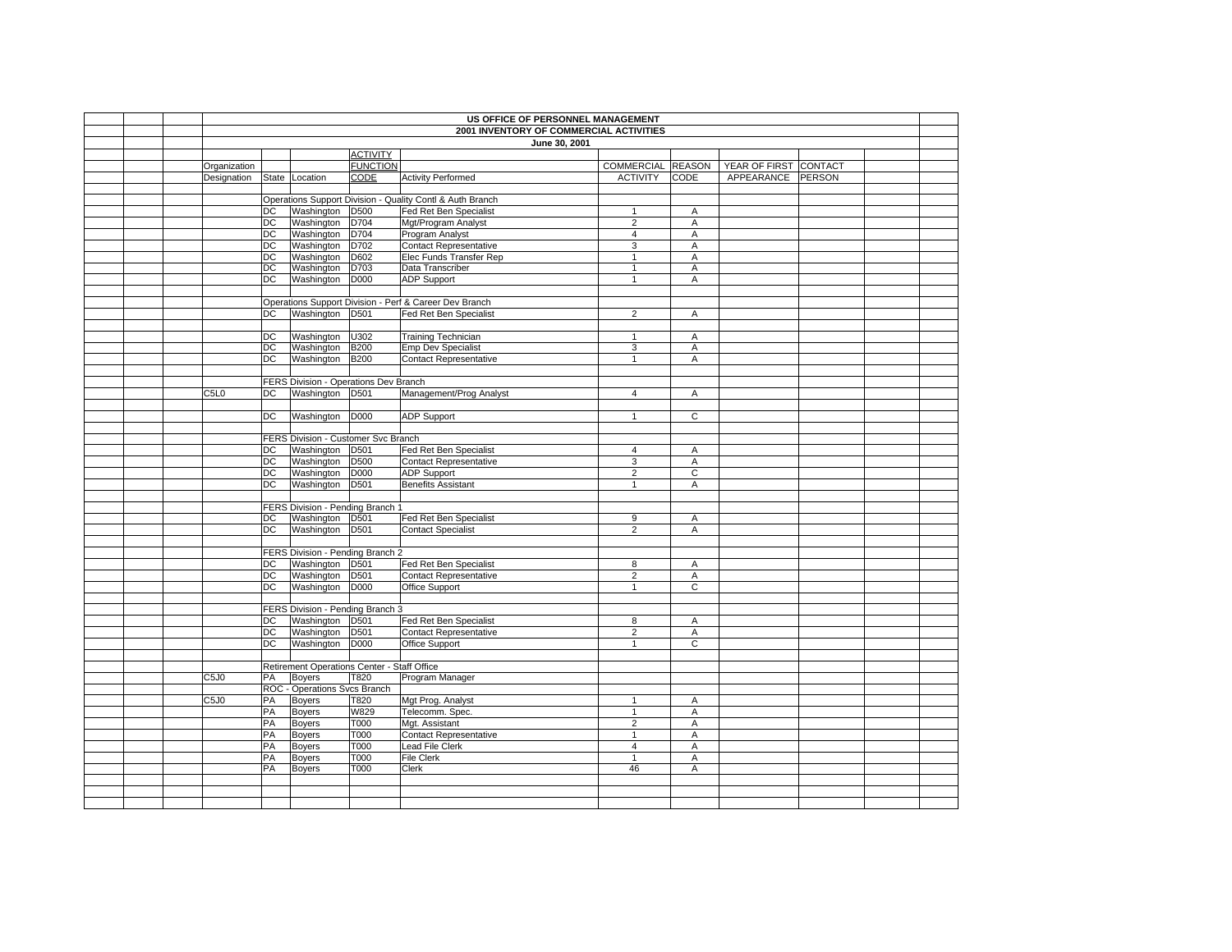**US OFFICE OF PERSONNEL MANAGEMENT**
**2001 INVENTORY OF COMMERCIAL ACTIVITIES**
**June 30, 2001**

| Organization Designation | State | Location | ACTIVITY FUNCTION CODE | Activity Performed | COMMERCIAL ACTIVITY | REASON CODE | YEAR OF FIRST APPEARANCE | CONTACT PERSON |
|---|---|---|---|---|---|---|---|---|
| | Operations Support Division - Quality Contl & Auth Branch | | | | | | | |
| | DC | Washington | D500 | Fed Ret Ben Specialist | 1 | A | | |
| | DC | Washington | D704 | Mgt/Program Analyst | 2 | A | | |
| | DC | Washington | D704 | Program Analyst | 4 | A | | |
| | DC | Washington | D702 | Contact Representative | 3 | A | | |
| | DC | Washington | D602 | Elec Funds Transfer Rep | 1 | A | | |
| | DC | Washington | D703 | Data Transcriber | 1 | A | | |
| | DC | Washington | D000 | ADP Support | 1 | A | | |
| | Operations Support Division - Perf & Career Dev Branch | | | | | | | |
| | DC | Washington | D501 | Fed Ret Ben Specialist | 2 | A | | |
| | DC | Washington | U302 | Training Technician | 1 | A | | |
| | DC | Washington | B200 | Emp Dev Specialist | 3 | A | | |
| | DC | Washington | B200 | Contact Representative | 1 | A | | |
| | FERS Division - Operations Dev Branch | | | | | | | |
| C5L0 | DC | Washington | D501 | Management/Prog Analyst | 4 | A | | |
| | DC | Washington | D000 | ADP Support | 1 | C | | |
| | FERS Division - Customer Svc Branch | | | | | | | |
| | DC | Washington | D501 | Fed Ret Ben Specialist | 4 | A | | |
| | DC | Washington | D500 | Contact Representative | 3 | A | | |
| | DC | Washington | D000 | ADP Support | 2 | C | | |
| | DC | Washington | D501 | Benefits Assistant | 1 | A | | |
| | FERS Division - Pending Branch 1 | | | | | | | |
| | DC | Washington | D501 | Fed Ret Ben Specialist | 9 | A | | |
| | DC | Washington | D501 | Contact Specialist | 2 | A | | |
| | FERS Division - Pending Branch 2 | | | | | | | |
| | DC | Washington | D501 | Fed Ret Ben Specialist | 8 | A | | |
| | DC | Washington | D501 | Contact Representative | 2 | A | | |
| | DC | Washington | D000 | Office Support | 1 | C | | |
| | FERS Division - Pending Branch 3 | | | | | | | |
| | DC | Washington | D501 | Fed Ret Ben Specialist | 8 | A | | |
| | DC | Washington | D501 | Contact Representative | 2 | A | | |
| | DC | Washington | D000 | Office Support | 1 | C | | |
| | Retirement Operations Center - Staff Office | | | | | | | |
| C5J0 | PA | Boyers | T820 | Program Manager | | | | |
| | ROC - Operations Svcs Branch | | | | | | | |
| C5J0 | PA | Boyers | T820 | Mgt Prog. Analyst | 1 | A | | |
| | PA | Boyers | W829 | Telecomm. Spec. | 1 | A | | |
| | PA | Boyers | T000 | Mgt. Assistant | 2 | A | | |
| | PA | Boyers | T000 | Contact Representative | 1 | A | | |
| | PA | Boyers | T000 | Lead File Clerk | 4 | A | | |
| | PA | Boyers | T000 | File Clerk | 1 | A | | |
| | PA | Boyers | T000 | Clerk | 46 | A | | |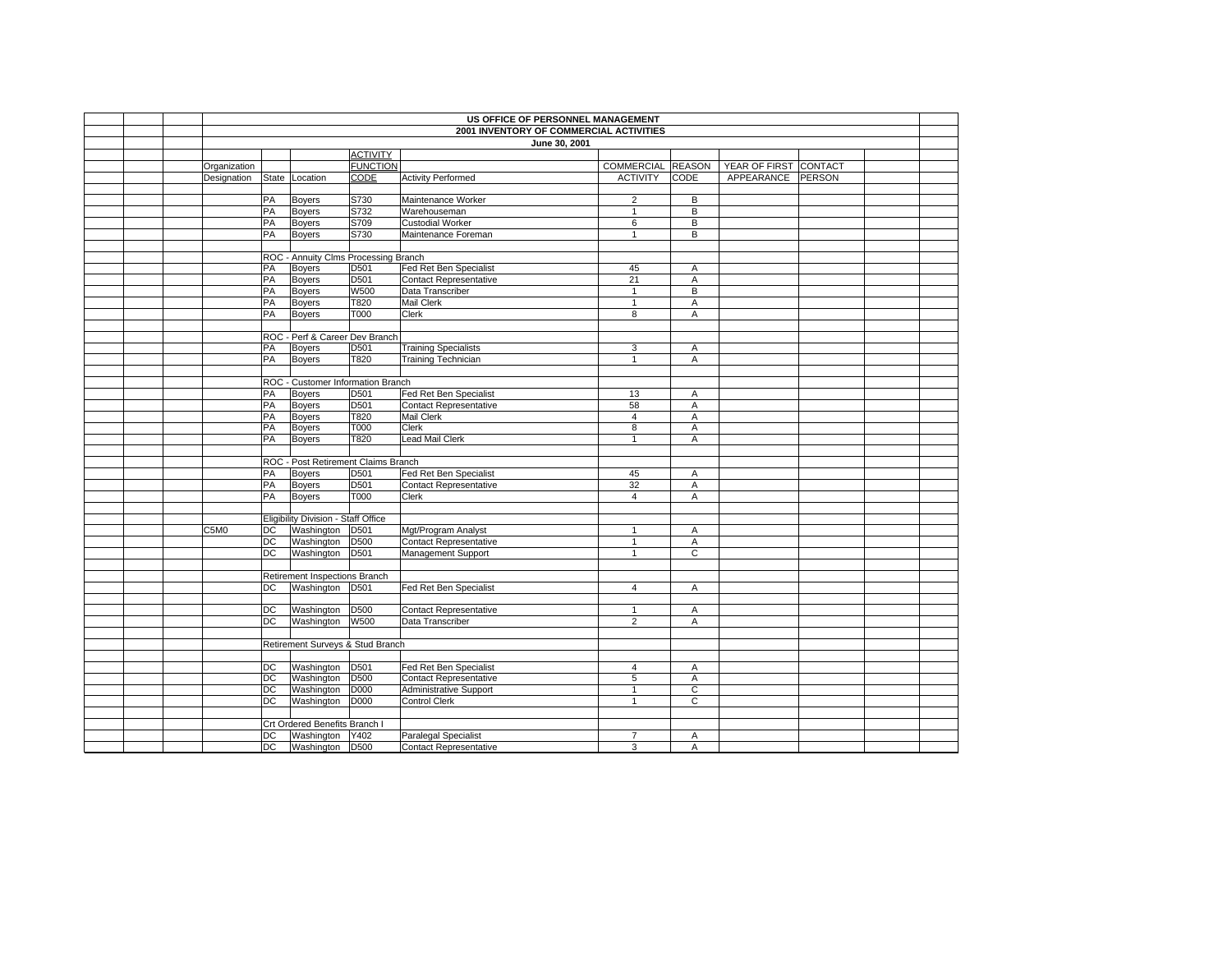# US OFFICE OF PERSONNEL MANAGEMENT

## 2001 INVENTORY OF COMMERCIAL ACTIVITIES

### June 30, 2001

| Organization Designation | State | Location | ACTIVITY FUNCTION CODE | Activity Performed | COMMERCIAL ACTIVITY | REASON CODE | YEAR OF FIRST APPEARANCE | CONTACT PERSON |
|---|---|---|---|---|---|---|---|---|
| | PA | Boyers | S730 | Maintenance Worker | 2 | B | | |
| | PA | Boyers | S732 | Warehouseman | 1 | B | | |
| | PA | Boyers | S709 | Custodial Worker | 6 | B | | |
| | PA | Boyers | S730 | Maintenance Foreman | 1 | B | | |
| | ROC - Annuity Clms Processing Branch | | | | | | | |
| | PA | Boyers | D501 | Fed Ret Ben Specialist | 45 | A | | |
| | PA | Boyers | D501 | Contact Representative | 21 | A | | |
| | PA | Boyers | W500 | Data Transcriber | 1 | B | | |
| | PA | Boyers | T820 | Mail Clerk | 1 | A | | |
| | PA | Boyers | T000 | Clerk | 8 | A | | |
| | ROC - Perf & Career Dev Branch | | | | | | | |
| | PA | Boyers | D501 | Training Specialists | 3 | A | | |
| | PA | Boyers | T820 | Training Technician | 1 | A | | |
| | ROC - Customer Information Branch | | | | | | | |
| | PA | Boyers | D501 | Fed Ret Ben Specialist | 13 | A | | |
| | PA | Boyers | D501 | Contact Representative | 58 | A | | |
| | PA | Boyers | T820 | Mail Clerk | 4 | A | | |
| | PA | Boyers | T000 | Clerk | 8 | A | | |
| | PA | Boyers | T820 | Lead Mail Clerk | 1 | A | | |
| | ROC - Post Retirement Claims Branch | | | | | | | |
| | PA | Boyers | D501 | Fed Ret Ben Specialist | 45 | A | | |
| | PA | Boyers | D501 | Contact Representative | 32 | A | | |
| | PA | Boyers | T000 | Clerk | 4 | A | | |
| | Eligibility Division - Staff Office | | | | | | | |
| C5M0 | DC | Washington | D501 | Mgt/Program Analyst | 1 | A | | |
| | DC | Washington | D500 | Contact Representative | 1 | A | | |
| | DC | Washington | D501 | Management Support | 1 | C | | |
| | Retirement Inspections Branch | | | | | | | |
| | DC | Washington | D501 | Fed Ret Ben Specialist | 4 | A | | |
| | DC | Washington | D500 | Contact Representative | 1 | A | | |
| | DC | Washington | W500 | Data Transcriber | 2 | A | | |
| | Retirement Surveys & Stud Branch | | | | | | | |
| | DC | Washington | D501 | Fed Ret Ben Specialist | 4 | A | | |
| | DC | Washington | D500 | Contact Representative | 5 | A | | |
| | DC | Washington | D000 | Administrative Support | 1 | C | | |
| | DC | Washington | D000 | Control Clerk | 1 | C | | |
| | Crt Ordered Benefits Branch I | | | | | | | |
| | DC | Washington | Y402 | Paralegal Specialist | 7 | A | | |
| | DC | Washington | D500 | Contact Representative | 3 | A | | |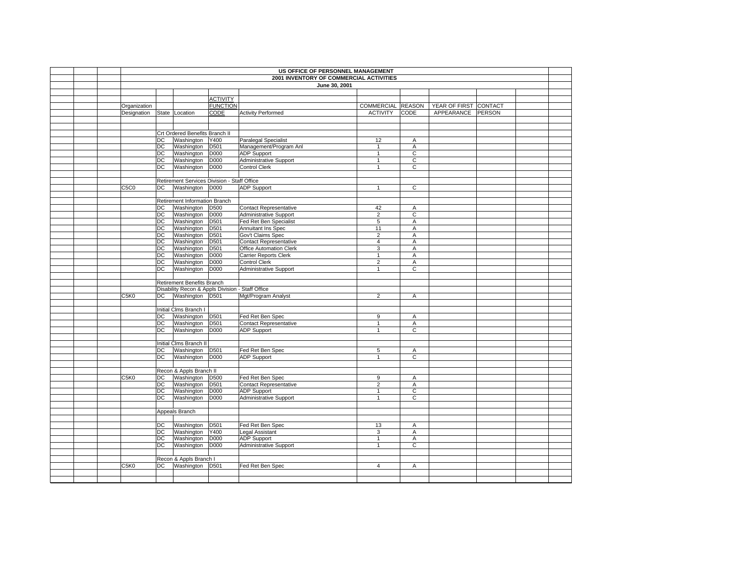# US OFFICE OF PERSONNEL MANAGEMENT

## 2001 INVENTORY OF COMMERCIAL ACTIVITIES

### June 30, 2001

| Organization Designation | State | Location | ACTIVITY FUNCTION CODE | Activity Performed | COMMERCIAL ACTIVITY | REASON CODE | YEAR OF FIRST APPEARANCE | CONTACT PERSON |
|---|---|---|---|---|---|---|---|---|
| | | Crt Ordered Benefits Branch II | | | | | | |
| | DC | Washington | Y400 | Paralegal Specialist | 12 | A | | |
| | DC | Washington | D501 | Management/Program Anl | 1 | A | | |
| | DC | Washington | D000 | ADP Support | 1 | C | | |
| | DC | Washington | D000 | Administrative Support | 1 | C | | |
| | DC | Washington | D000 | Control Clerk | 1 | C | | |
| | | Retirement Services Division - Staff Office | | | | | | |
| C5C0 | DC | Washington | D000 | ADP Support | 1 | C | | |
| | | Retirement Information Branch | | | | | | |
| | DC | Washington | D500 | Contact Representative | 42 | A | | |
| | DC | Washington | D000 | Administrative Support | 2 | C | | |
| | DC | Washington | D501 | Fed Ret Ben Specialist | 5 | A | | |
| | DC | Washington | D501 | Annuitant Ins Spec | 11 | A | | |
| | DC | Washington | D501 | Gov't Claims Spec | 2 | A | | |
| | DC | Washington | D501 | Contact Representative | 4 | A | | |
| | DC | Washington | D501 | Office Automation Clerk | 3 | A | | |
| | DC | Washington | D000 | Carrier Reports Clerk | 1 | A | | |
| | DC | Washington | D000 | Control Clerk | 2 | A | | |
| | DC | Washington | D000 | Administrative Support | 1 | C | | |
| | | Retirement Benefits Branch | | | | | | |
| | | Disability Recon & Appls Division - Staff Office | | | | | | |
| C5K0 | DC | Washington | D501 | Mgt/Program Analyst | 2 | A | | |
| | | Initial Clms Branch I | | | | | | |
| | DC | Washington | D501 | Fed Ret Ben Spec | 9 | A | | |
| | DC | Washington | D501 | Contact Representative | 1 | A | | |
| | DC | Washington | D000 | ADP Support | 1 | C | | |
| | | Initial Clms Branch II | | | | | | |
| | DC | Washington | D501 | Fed Ret Ben Spec | 5 | A | | |
| | DC | Washington | D000 | ADP Support | 1 | C | | |
| | | Recon & Appls Branch II | | | | | | |
| C5K0 | DC | Washington | D500 | Fed Ret Ben Spec | 9 | A | | |
| | DC | Washington | D501 | Contact Representative | 2 | A | | |
| | DC | Washington | D000 | ADP Support | 1 | C | | |
| | DC | Washington | D000 | Administrative Support | 1 | C | | |
| | | Appeals Branch | | | | | | |
| | DC | Washington | D501 | Fed Ret Ben Spec | 13 | A | | |
| | DC | Washington | Y400 | Legal Assistant | 3 | A | | |
| | DC | Washington | D000 | ADP Support | 1 | A | | |
| | DC | Washington | D000 | Administrative Support | 1 | C | | |
| | | Recon & Appls Branch I | | | | | | |
| C5K0 | DC | Washington | D501 | Fed Ret Ben Spec | 4 | A | | |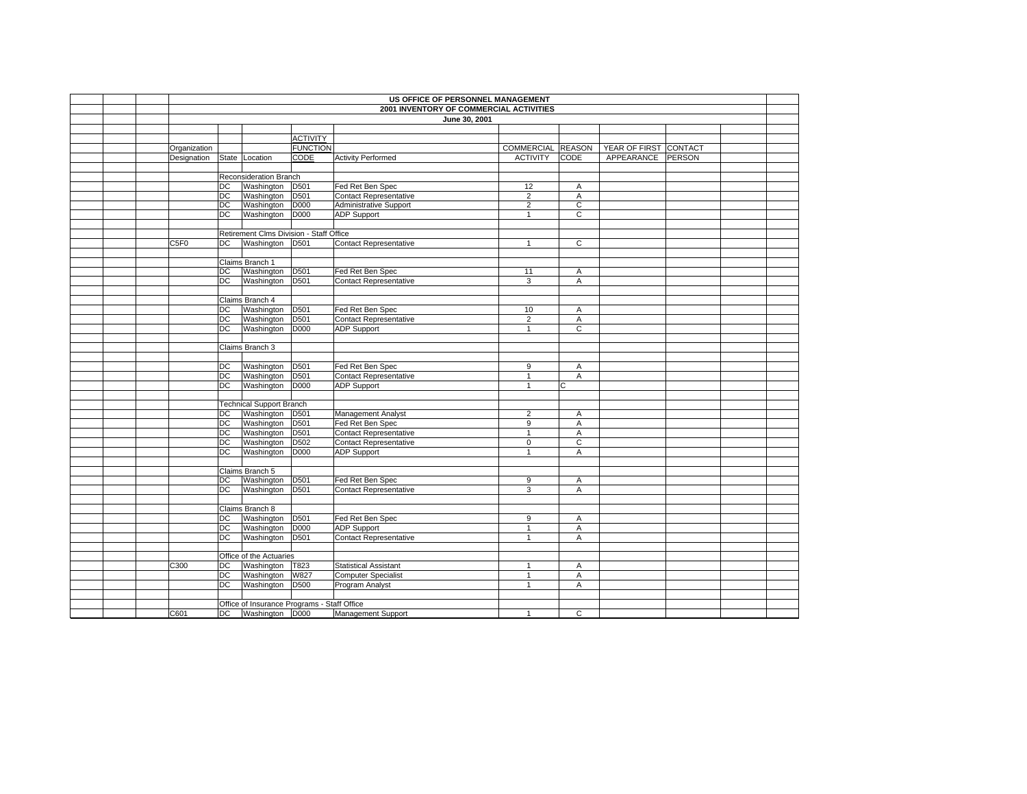**US OFFICE OF PERSONNEL MANAGEMENT**

**2001 INVENTORY OF COMMERCIAL ACTIVITIES**

**June 30, 2001**

| Organization Designation | State | Location | ACTIVITY FUNCTION CODE | Activity Performed | COMMERCIAL ACTIVITY | REASON CODE | YEAR OF FIRST APPEARANCE | CONTACT PERSON |
|---|---|---|---|---|---|---|---|---|
| | Reconsideration Branch | | | | | | | |
| | DC | Washington | D501 | Fed Ret Ben Spec | 12 | A | | |
| | DC | Washington | D501 | Contact Representative | 2 | A | | |
| | DC | Washington | D000 | Administrative Support | 2 | C | | |
| | DC | Washington | D000 | ADP Support | 1 | C | | |
| | Retirement Clms Division - Staff Office | | | | | | | |
| C5F0 | DC | Washington | D501 | Contact Representative | 1 | C | | |
| | Claims Branch 1 | | | | | | | |
| | DC | Washington | D501 | Fed Ret Ben Spec | 11 | A | | |
| | DC | Washington | D501 | Contact Representative | 3 | A | | |
| | Claims Branch 4 | | | | | | | |
| | DC | Washington | D501 | Fed Ret Ben Spec | 10 | A | | |
| | DC | Washington | D501 | Contact Representative | 2 | A | | |
| | DC | Washington | D000 | ADP Support | 1 | C | | |
| | Claims Branch 3 | | | | | | | |
| | DC | Washington | D501 | Fed Ret Ben Spec | 9 | A | | |
| | DC | Washington | D501 | Contact Representative | 1 | A | | |
| | DC | Washington | D000 | ADP Support | 1 | C | | |
| | Technical Support Branch | | | | | | | |
| | DC | Washington | D501 | Management Analyst | 2 | A | | |
| | DC | Washington | D501 | Fed Ret Ben Spec | 9 | A | | |
| | DC | Washington | D501 | Contact Representative | 1 | A | | |
| | DC | Washington | D502 | Contact Representative | 0 | C | | |
| | DC | Washington | D000 | ADP Support | 1 | A | | |
| | Claims Branch 5 | | | | | | | |
| | DC | Washington | D501 | Fed Ret Ben Spec | 9 | A | | |
| | DC | Washington | D501 | Contact Representative | 3 | A | | |
| | Claims Branch 8 | | | | | | | |
| | DC | Washington | D501 | Fed Ret Ben Spec | 9 | A | | |
| | DC | Washington | D000 | ADP Support | 1 | A | | |
| | DC | Washington | D501 | Contact Representative | 1 | A | | |
| | Office of the Actuaries | | | | | | | |
| C300 | DC | Washington | T823 | Statistical Assistant | 1 | A | | |
| | DC | Washington | W827 | Computer Specialist | 1 | A | | |
| | DC | Washington | D500 | Program Analyst | 1 | A | | |
| | Office of Insurance Programs - Staff Office | | | | | | | |
| C601 | DC | Washington | D000 | Management Support | 1 | C | | |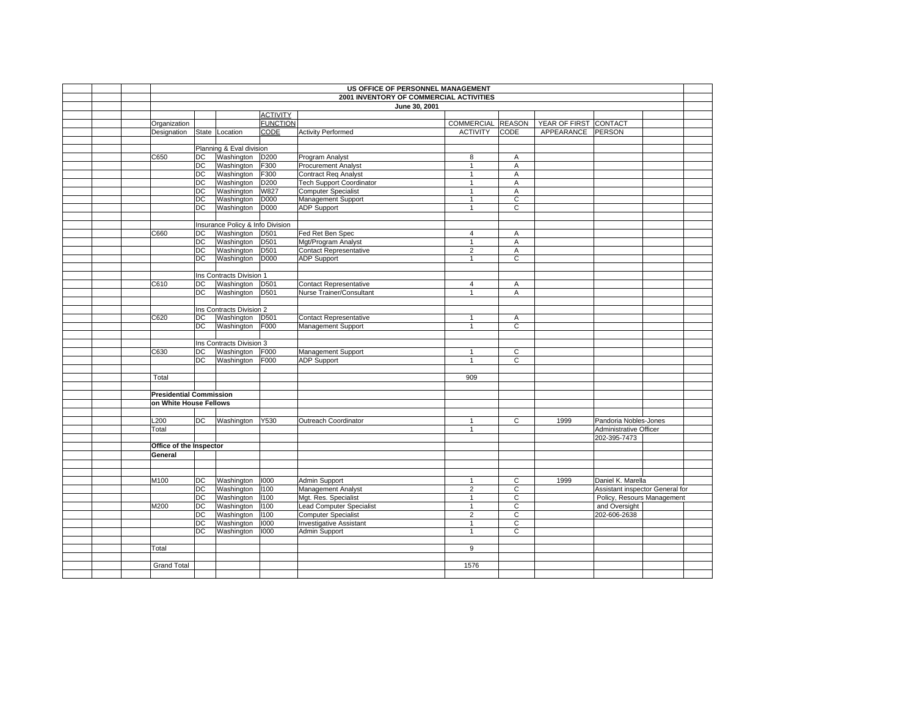**US OFFICE OF PERSONNEL MANAGEMENT**
**2001 INVENTORY OF COMMERCIAL ACTIVITIES**
**June 30, 2001**

| Organization Designation | State | Location | ACTIVITY FUNCTION CODE | Activity Performed | COMMERCIAL ACTIVITY | REASON CODE | YEAR OF FIRST APPEARANCE | CONTACT PERSON |
|---|---|---|---|---|---|---|---|---|
| | | Planning & Eval division | | | | | | |
| C650 | DC | Washington | D200 | Program Analyst | 8 | A | | |
| | DC | Washington | F300 | Procurement Analyst | 1 | A | | |
| | DC | Washington | F300 | Contract Req Analyst | 1 | A | | |
| | DC | Washington | D200 | Tech Support Coordinator | 1 | A | | |
| | DC | Washington | W827 | Computer Specialist | 1 | A | | |
| | DC | Washington | D000 | Management Support | 1 | C | | |
| | DC | Washington | D000 | ADP Support | 1 | C | | |
| | | Insurance Policy & Info Division | | | | | | |
| C660 | DC | Washington | D501 | Fed Ret Ben Spec | 4 | A | | |
| | DC | Washington | D501 | Mgt/Program Analyst | 1 | A | | |
| | DC | Washington | D501 | Contact Representative | 2 | A | | |
| | DC | Washington | D000 | ADP Support | 1 | C | | |
| | | Ins Contracts Division 1 | | | | | | |
| C610 | DC | Washington | D501 | Contact Representative | 4 | A | | |
| | DC | Washington | D501 | Nurse Trainer/Consultant | 1 | A | | |
| | | Ins Contracts Division 2 | | | | | | |
| C620 | DC | Washington | D501 | Contact Representative | 1 | A | | |
| | DC | Washington | F000 | Management Support | 1 | C | | |
| | | Ins Contracts Division 3 | | | | | | |
| C630 | DC | Washington | F000 | Management Support | 1 | C | | |
| | DC | Washington | F000 | ADP Support | 1 | C | | |
| Total | | | | | 909 | | | |
| **Presidential Commission on White House Fellows** | | | | | | | | |
| L200 | DC | Washington | Y530 | Outreach Coordinator | 1 | C | 1999 | Pandoria Nobles-Jones |
| Total | | | | | 1 | | | Administrative Officer |
| | | | | | | | | 202-395-7473 |
| **Office of the Inspector General** | | | | | | | | |
| M100 | DC | Washington | I000 | Admin Support | 1 | C | 1999 | Daniel K. Marella |
| | DC | Washington | I100 | Management Analyst | 2 | C | | Assistant inspector General for |
| | DC | Washington | I100 | Mgt. Res. Specialist | 1 | C | | Policy, Resours Management |
| M200 | DC | Washington | I100 | Lead Computer Specialist | 1 | C | | and Oversight |
| | DC | Washington | I100 | Computer Specialist | 2 | C | | 202-606-2638 |
| | DC | Washington | I000 | Investigative Assistant | 1 | C | | |
| | DC | Washington | I000 | Admin Support | 1 | C | | |
| Total | | | | | 9 | | | |
| Grand Total | | | | | 1576 | | | |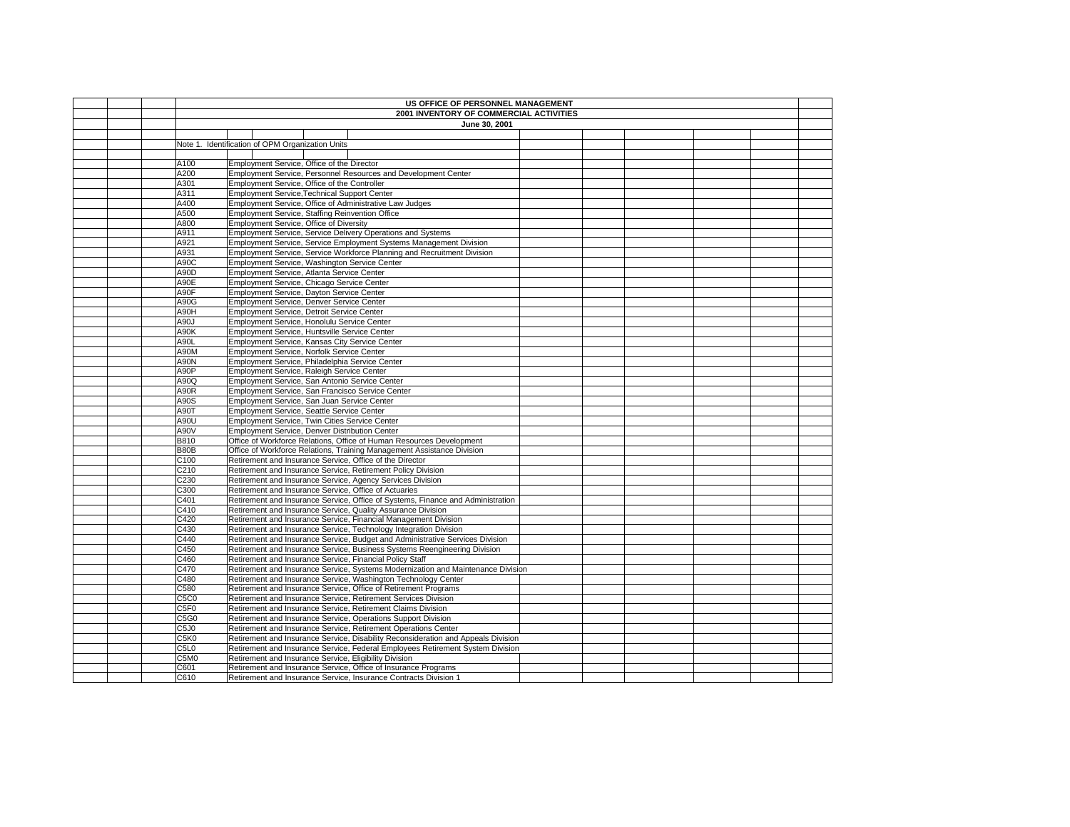# US OFFICE OF PERSONNEL MANAGEMENT

## 2001 INVENTORY OF COMMERCIAL ACTIVITIES

### June 30, 2001

Note 1. Identification of OPM Organization Units

| Code | Organization Unit |
|---|---|
| A100 | Employment Service, Office of the Director |
| A200 | Employment Service, Personnel Resources and Development Center |
| A301 | Employment Service, Office of the Controller |
| A311 | Employment Service,Technical Support Center |
| A400 | Employment Service, Office of Administrative Law Judges |
| A500 | Employment Service, Staffing Reinvention Office |
| A800 | Employment Service, Office of Diversity |
| A911 | Employment Service, Service Delivery Operations and Systems |
| A921 | Employment Service, Service Employment Systems Management Division |
| A931 | Employment Service, Service Workforce Planning and Recruitment Division |
| A90C | Employment Service, Washington Service Center |
| A90D | Employment Service, Atlanta Service Center |
| A90E | Employment Service, Chicago Service Center |
| A90F | Employment Service, Dayton Service Center |
| A90G | Employment Service, Denver Service Center |
| A90H | Employment Service, Detroit Service Center |
| A90J | Employment Service, Honolulu Service Center |
| A90K | Employment Service, Huntsville Service Center |
| A90L | Employment Service, Kansas City Service Center |
| A90M | Employment Service, Norfolk Service Center |
| A90N | Employment Service, Philadelphia Service Center |
| A90P | Employment Service, Raleigh Service Center |
| A90Q | Employment Service, San Antonio Service Center |
| A90R | Employment Service, San Francisco Service Center |
| A90S | Employment Service, San Juan Service Center |
| A90T | Employment Service, Seattle Service Center |
| A90U | Employment Service, Twin Cities Service Center |
| A90V | Employment Service, Denver Distribution Center |
| B810 | Office of Workforce Relations, Office of Human Resources Development |
| B80B | Office of Workforce Relations, Training Management Assistance Division |
| C100 | Retirement and Insurance Service, Office of the Director |
| C210 | Retirement and Insurance Service, Retirement Policy Division |
| C230 | Retirement and Insurance Service, Agency Services Division |
| C300 | Retirement and Insurance Service, Office of Actuaries |
| C401 | Retirement and Insurance Service, Office of Systems, Finance and Administration |
| C410 | Retirement and Insurance Service, Quality Assurance Division |
| C420 | Retirement and Insurance Service, Financial Management Division |
| C430 | Retirement and Insurance Service, Technology Integration Division |
| C440 | Retirement and Insurance Service, Budget and Administrative Services Division |
| C450 | Retirement and Insurance Service, Business Systems Reengineering Division |
| C460 | Retirement and Insurance Service, Financial Policy Staff |
| C470 | Retirement and Insurance Service, Systems Modernization and Maintenance Division |
| C480 | Retirement and Insurance Service, Washington Technology Center |
| C580 | Retirement and Insurance Service, Office of Retirement Programs |
| C5C0 | Retirement and Insurance Service, Retirement Services Division |
| C5F0 | Retirement and Insurance Service, Retirement Claims Division |
| C5G0 | Retirement and Insurance Service, Operations Support Division |
| C5J0 | Retirement and Insurance Service, Retirement Operations Center |
| C5K0 | Retirement and Insurance Service, Disability Reconsideration and Appeals Division |
| C5L0 | Retirement and Insurance Service, Federal Employees Retirement System Division |
| C5M0 | Retirement and Insurance Service, Eligibility Division |
| C601 | Retirement and Insurance Service, Office of Insurance Programs |
| C610 | Retirement and Insurance Service, Insurance Contracts Division 1 |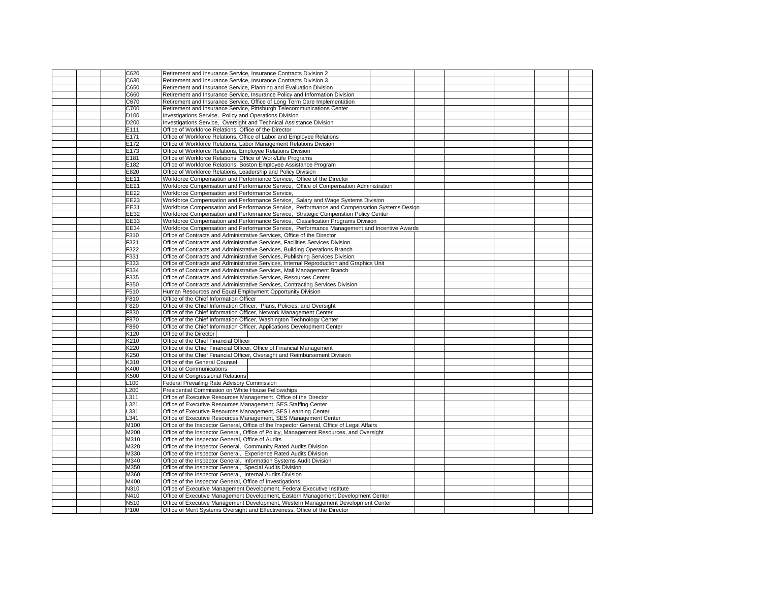| | | | | | | | | | |
|---|---|---|---|---|---|---|---|---|---|
| | | C620 | Retirement and Insurance Service, Insurance Contracts Division 2 | | | | | | |
| | | C630 | Retirement and Insurance Service, Insurance Contracts Division 3 | | | | | | |
| | | C650 | Retirement and Insurance Service, Planning and Evaluation Division | | | | | | |
| | | C660 | Retirement and Insurance Service, Insurance Policy and Information Division | | | | | | |
| | | C670 | Retirement and Insurance Service, Office of Long Term Care Implementation | | | | | | |
| | | C700 | Retirement and Insurance Service, Pittsburgh Telecommunications Center | | | | | | |
| | | D100 | Investigations Service, Policy and Operations Division | | | | | | |
| | | D200 | Investigations Service, Oversight and Technical Assistance Division | | | | | | |
| | | E111 | Office of Workforce Relations, Office of the Director | | | | | | |
| | | E171 | Office of Workforce Relations, Office of Labor and Employee Relations | | | | | | |
| | | E172 | Office of Workforce Relations, Labor Management Relations Division | | | | | | |
| | | E173 | Office of Workforce Relations, Employee Relations Division | | | | | | |
| | | E181 | Office of Workforce Relations, Office of Work/Life Programs | | | | | | |
| | | E182 | Office of Workforce Relations, Boston Employee Assistance Program | | | | | | |
| | | E820 | Office of Workforce Relations, Leadership and Policy Division | | | | | | |
| | | EE11 | Workforce Compensation and Performance Service, Office of the Director | | | | | | |
| | | EE21 | Workforce Compensation and Performance Service, Office of Compensation Administration | | | | | | |
| | | EE22 | Workforce Compensation and Performance Service, | | | | | | |
| | | EE23 | Workforce Compensation and Performance Service, Salary and Wage Systems Division | | | | | | |
| | | EE31 | Workforce Compensation and Performance Service, Performance and Compensation Systems Design | | | | | | |
| | | EE32 | Workforce Compensation and Performance Service, Strategic Compenstion Policy Center | | | | | | |
| | | EE33 | Workforce Compensation and Performance Service, Classification Programs Division | | | | | | |
| | | EE34 | Workforce Compensation and Performance Service, Performance Management and Incentive Awards | | | | | | |
| | | F310 | Office of Contracts and Administrative Services, Office of the Director | | | | | | |
| | | F321 | Office of Contracts and Administrative Services, Facilities Services Division | | | | | | |
| | | F322 | Office of Contracts and Administrative Services, Building Operations Branch | | | | | | |
| | | F331 | Office of Contracts and Administrative Services, Publishing Services Division | | | | | | |
| | | F333 | Office of Contracts and Administrative Services, Internal Reproduction and Graphics Unit | | | | | | |
| | | F334 | Office of Contracts and Administrative Services, Mail Management Branch | | | | | | |
| | | F335 | Office of Contracts and Administrative Services, Resources Center | | | | | | |
| | | F350 | Office of Contracts and Administrative Services, Contracting Services Division | | | | | | |
| | | F510 | Human Resources and Equal Employment Opportunity Division | | | | | | |
| | | F810 | Office of the Chief Information Officer | | | | | | |
| | | F820 | Office of the Chief Information Officer, Plans, Policies, and Oversight | | | | | | |
| | | F830 | Office of the Chief Information Officer, Network Management Center | | | | | | |
| | | F870 | Office of the Chief Information Officer, Washington Technology Center | | | | | | |
| | | F890 | Office of the Chief Information Officer, Applications Development Center | | | | | | |
| | | K120 | Office of the Director | | | | | | |
| | | K210 | Office of the Chief Financial Officer | | | | | | |
| | | K220 | Office of the Chief Financial Officer, Office of Financial Management | | | | | | |
| | | K250 | Office of the Chief Financial Officer, Oversight and Reimbursement Division | | | | | | |
| | | K310 | Office of the General Counsel | | | | | | |
| | | K400 | Office of Communications | | | | | | |
| | | K500 | Office of Congressional Relations | | | | | | |
| | | L100 | Federal Prevailing Rate Advisory Commission | | | | | | |
| | | L200 | Presidential Commission on White House Fellowships | | | | | | |
| | | L311 | Office of Executive Resources Management, Office of the Director | | | | | | |
| | | L321 | Office of Executive Resources Management, SES Staffing Center | | | | | | |
| | | L331 | Office of Executive Resources Management, SES Learning Center | | | | | | |
| | | L341 | Office of Executive Resources Management, SES Management Center | | | | | | |
| | | M100 | Office of the Inspector General, Office of the Inspector General, Office of Legal Affairs | | | | | | |
| | | M200 | Office of the Inspector General, Office of Policy, Management Resources, and Oversight | | | | | | |
| | | M310 | Office of the Inspector General, Office of Audits | | | | | | |
| | | M320 | Office of the Inspector General, Community Rated Audits Division | | | | | | |
| | | M330 | Office of the Inspector General, Experience Rated Audits Division | | | | | | |
| | | M340 | Office of the Inspector General, Information Systems Audit Division | | | | | | |
| | | M350 | Office of the Inspector General, Special Audits Division | | | | | | |
| | | M360 | Office of the Inspector General, Internal Audits Division | | | | | | |
| | | M400 | Office of the Inspector General, Office of Investigations | | | | | | |
| | | N310 | Office of Executive Management Development, Federal Executive Institute | | | | | | |
| | | N410 | Office of Executive Management Development, Eastern Management Development Center | | | | | | |
| | | N510 | Office of Executive Management Development, Western Management Development Center | | | | | | |
| | | P100 | Office of Merit Systems Oversight and Effectiveness, Office of the Director | | | | | | |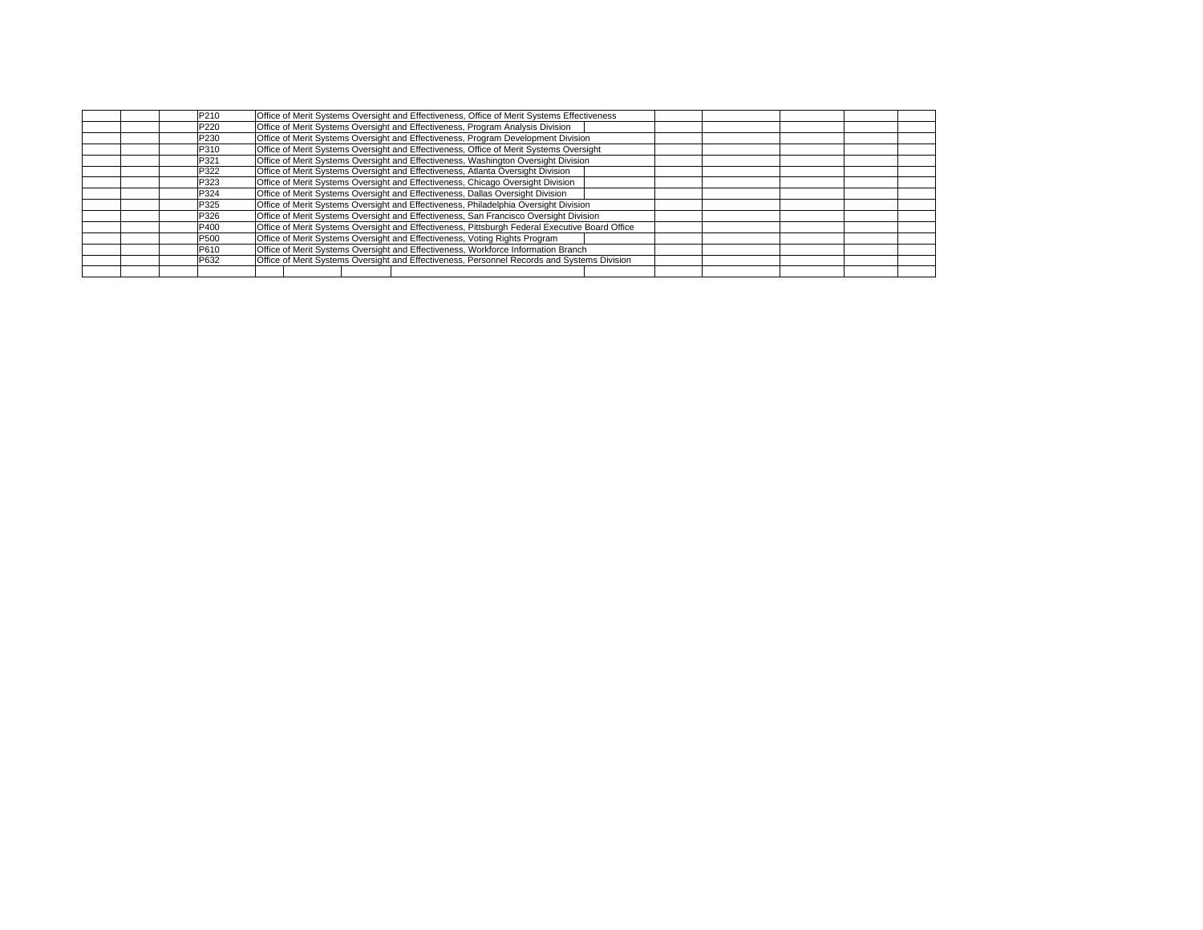| | | | | | | | | | |
|---|---|---|---|---|---|---|---|---|---|
| | | | P210 | Office of Merit Systems Oversight and Effectiveness, Office of Merit Systems Effectiveness | | | | | |
| | | | P220 | Office of Merit Systems Oversight and Effectiveness, Program Analysis Division | | | | | |
| | | | P230 | Office of Merit Systems Oversight and Effectiveness, Program Development Division | | | | | |
| | | | P310 | Office of Merit Systems Oversight and Effectiveness, Office of Merit Systems Oversight | | | | | |
| | | | P321 | Office of Merit Systems Oversight and Effectiveness, Washington Oversight Division | | | | | |
| | | | P322 | Office of Merit Systems Oversight and Effectiveness, Atlanta Oversight Division | | | | | |
| | | | P323 | Office of Merit Systems Oversight and Effectiveness, Chicago Oversight Division | | | | | |
| | | | P324 | Office of Merit Systems Oversight and Effectiveness, Dallas Oversight Division | | | | | |
| | | | P325 | Office of Merit Systems Oversight and Effectiveness, Philadelphia Oversight Division | | | | | |
| | | | P326 | Office of Merit Systems Oversight and Effectiveness, San Francisco Oversight Division | | | | | |
| | | | P400 | Office of Merit Systems Oversight and Effectiveness, Pittsburgh Federal Executive Board Office | | | | | |
| | | | P500 | Office of Merit Systems Oversight and Effectiveness, Voting Rights Program | | | | | |
| | | | P610 | Office of Merit Systems Oversight and Effectiveness, Workforce Information Branch | | | | | |
| | | | P632 | Office of Merit Systems Oversight and Effectiveness, Personnel Records and Systems Division | | | | | |
| | | | | | | | | | |